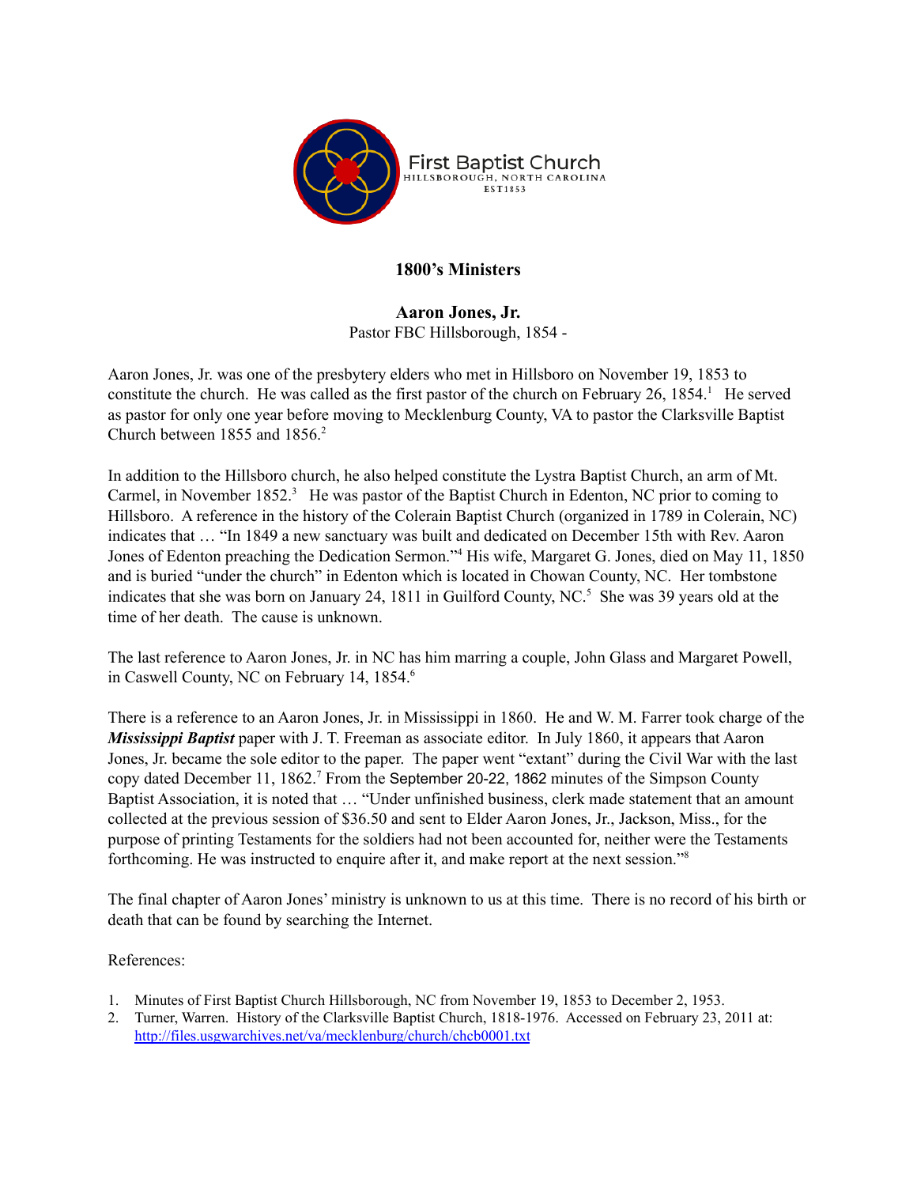First Baptist Church
HILLSBOROUGH, NORTH CAROLINA
EST1853

## 1800's Ministers

### Aaron Jones, Jr.

Pastor FBC Hillsborough, 1854 -

Aaron Jones, Jr. was one of the presbytery elders who met in Hillsboro on November 19, 1853 to constitute the church. He was called as the first pastor of the church on February 26, 1854.[1] He served as pastor for only one year before moving to Mecklenburg County, VA to pastor the Clarksville Baptist Church between 1855 and 1856.[2]

In addition to the Hillsboro church, he also helped constitute the Lystra Baptist Church, an arm of Mt. Carmel, in November 1852.[3] He was pastor of the Baptist Church in Edenton, NC prior to coming to Hillsboro. A reference in the history of the Colerain Baptist Church (organized in 1789 in Colerain, NC) indicates that … "In 1849 a new sanctuary was built and dedicated on December 15th with Rev. Aaron Jones of Edenton preaching the Dedication Sermon."[4] His wife, Margaret G. Jones, died on May 11, 1850 and is buried "under the church" in Edenton which is located in Chowan County, NC. Her tombstone indicates that she was born on January 24, 1811 in Guilford County, NC.[5] She was 39 years old at the time of her death. The cause is unknown.

The last reference to Aaron Jones, Jr. in NC has him marring a couple, John Glass and Margaret Powell, in Caswell County, NC on February 14, 1854.[6]

There is a reference to an Aaron Jones, Jr. in Mississippi in 1860. He and W. M. Farrer took charge of the ***Mississippi Baptist*** paper with J. T. Freeman as associate editor. In July 1860, it appears that Aaron Jones, Jr. became the sole editor to the paper. The paper went "extant" during the Civil War with the last copy dated December 11, 1862.[7] From the September 20-22, 1862 minutes of the Simpson County Baptist Association, it is noted that … "Under unfinished business, clerk made statement that an amount collected at the previous session of $36.50 and sent to Elder Aaron Jones, Jr., Jackson, Miss., for the purpose of printing Testaments for the soldiers had not been accounted for, neither were the Testaments forthcoming. He was instructed to enquire after it, and make report at the next session."[8]

The final chapter of Aaron Jones' ministry is unknown to us at this time. There is no record of his birth or death that can be found by searching the Internet.

References:

1. Minutes of First Baptist Church Hillsborough, NC from November 19, 1853 to December 2, 1953.
2. Turner, Warren. History of the Clarksville Baptist Church, 1818-1976. Accessed on February 23, 2011 at: http://files.usgwarchives.net/va/mecklenburg/church/chcb0001.txt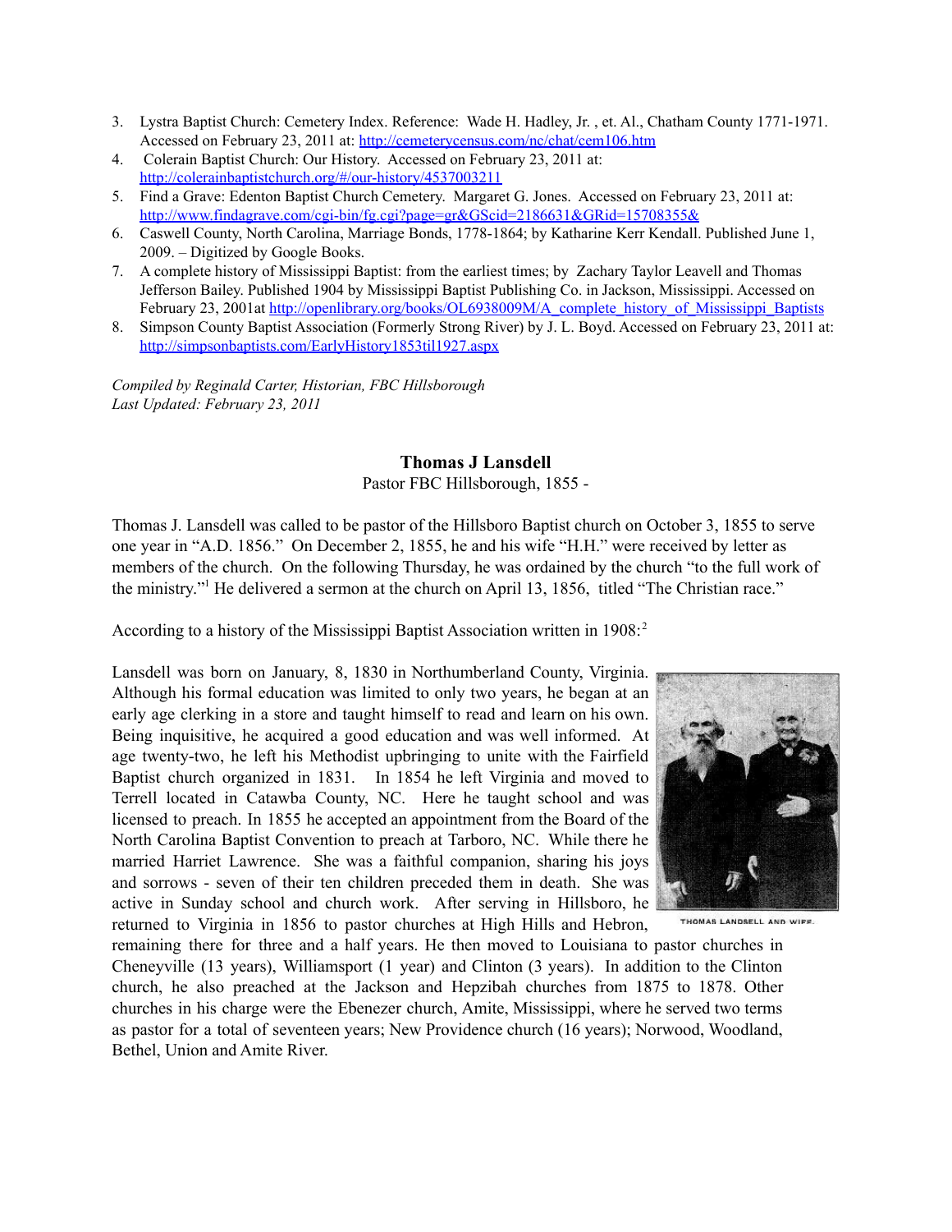3. Lystra Baptist Church: Cemetery Index. Reference: Wade H. Hadley, Jr. , et. Al., Chatham County 1771-1971. Accessed on February 23, 2011 at: http://cemeterycensus.com/nc/chat/cem106.htm
4. Colerain Baptist Church: Our History. Accessed on February 23, 2011 at: http://colerainbaptistchurch.org/#/our-history/4537003211
5. Find a Grave: Edenton Baptist Church Cemetery. Margaret G. Jones. Accessed on February 23, 2011 at: http://www.findagrave.com/cgi-bin/fg.cgi?page=gr&GScid=2186631&GRid=15708355&
6. Caswell County, North Carolina, Marriage Bonds, 1778-1864; by Katharine Kerr Kendall. Published June 1, 2009. – Digitized by Google Books.
7. A complete history of Mississippi Baptist: from the earliest times; by Zachary Taylor Leavell and Thomas Jefferson Bailey. Published 1904 by Mississippi Baptist Publishing Co. in Jackson, Mississippi. Accessed on February 23, 2001at http://openlibrary.org/books/OL6938009M/A_complete_history_of_Mississippi_Baptists
8. Simpson County Baptist Association (Formerly Strong River) by J. L. Boyd. Accessed on February 23, 2011 at: http://simpsonbaptists.com/EarlyHistory1853til1927.aspx

*Compiled by Reginald Carter, Historian, FBC Hillsborough*
*Last Updated: February 23, 2011*

## Thomas J Lansdell

Pastor FBC Hillsborough, 1855 -

Thomas J. Lansdell was called to be pastor of the Hillsboro Baptist church on October 3, 1855 to serve one year in "A.D. 1856." On December 2, 1855, he and his wife "H.H." were received by letter as members of the church. On the following Thursday, he was ordained by the church "to the full work of the ministry."[1] He delivered a sermon at the church on April 13, 1856, titled "The Christian race."

According to a history of the Mississippi Baptist Association written in 1908:[2]

Lansdell was born on January, 8, 1830 in Northumberland County, Virginia. Although his formal education was limited to only two years, he began at an early age clerking in a store and taught himself to read and learn on his own. Being inquisitive, he acquired a good education and was well informed. At age twenty-two, he left his Methodist upbringing to unite with the Fairfield Baptist church organized in 1831. In 1854 he left Virginia and moved to Terrell located in Catawba County, NC. Here he taught school and was licensed to preach. In 1855 he accepted an appointment from the Board of the North Carolina Baptist Convention to preach at Tarboro, NC. While there he married Harriet Lawrence. She was a faithful companion, sharing his joys and sorrows - seven of their ten children preceded them in death. She was active in Sunday school and church work. After serving in Hillsboro, he returned to Virginia in 1856 to pastor churches at High Hills and Hebron, remaining there for three and a half years. He then moved to Louisiana to pastor churches in Cheneyville (13 years), Williamsport (1 year) and Clinton (3 years). In addition to the Clinton church, he also preached at the Jackson and Hepzibah churches from 1875 to 1878. Other churches in his charge were the Ebenezer church, Amite, Mississippi, where he served two terms as pastor for a total of seventeen years; New Providence church (16 years); Norwood, Woodland, Bethel, Union and Amite River.

THOMAS LANDSELL AND WIFE.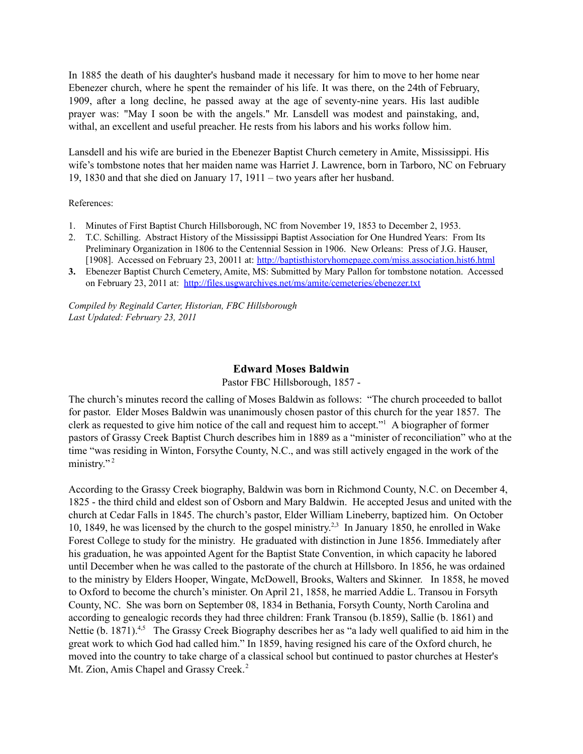In 1885 the death of his daughter's husband made it necessary for him to move to her home near Ebenezer church, where he spent the remainder of his life. It was there, on the 24th of February, 1909, after a long decline, he passed away at the age of seventy-nine years. His last audible prayer was: "May I soon be with the angels." Mr. Lansdell was modest and painstaking, and, withal, an excellent and useful preacher. He rests from his labors and his works follow him.

Lansdell and his wife are buried in the Ebenezer Baptist Church cemetery in Amite, Mississippi. His wife's tombstone notes that her maiden name was Harriet J. Lawrence, born in Tarboro, NC on February 19, 1830 and that she died on January 17, 1911 – two years after her husband.

References:

1. Minutes of First Baptist Church Hillsborough, NC from November 19, 1853 to December 2, 1953.
2. T.C. Schilling. Abstract History of the Mississippi Baptist Association for One Hundred Years: From Its Preliminary Organization in 1806 to the Centennial Session in 1906. New Orleans: Press of J.G. Hauser, [1908]. Accessed on February 23, 20011 at: http://baptisthistoryhomepage.com/miss.association.hist6.html
3. Ebenezer Baptist Church Cemetery, Amite, MS: Submitted by Mary Pallon for tombstone notation. Accessed on February 23, 2011 at: http://files.usgwarchives.net/ms/amite/cemeteries/ebenezer.txt

*Compiled by Reginald Carter, Historian, FBC Hillsborough*
*Last Updated: February 23, 2011*

## Edward Moses Baldwin

Pastor FBC Hillsborough, 1857 -

The church's minutes record the calling of Moses Baldwin as follows: "The church proceeded to ballot for pastor. Elder Moses Baldwin was unanimously chosen pastor of this church for the year 1857. The clerk as requested to give him notice of the call and request him to accept."[1] A biographer of former pastors of Grassy Creek Baptist Church describes him in 1889 as a "minister of reconciliation" who at the time "was residing in Winton, Forsythe County, N.C., and was still actively engaged in the work of the ministry."[2]

According to the Grassy Creek biography, Baldwin was born in Richmond County, N.C. on December 4, 1825 - the third child and eldest son of Osborn and Mary Baldwin. He accepted Jesus and united with the church at Cedar Falls in 1845. The church's pastor, Elder William Lineberry, baptized him. On October 10, 1849, he was licensed by the church to the gospel ministry.[2,3] In January 1850, he enrolled in Wake Forest College to study for the ministry. He graduated with distinction in June 1856. Immediately after his graduation, he was appointed Agent for the Baptist State Convention, in which capacity he labored until December when he was called to the pastorate of the church at Hillsboro. In 1856, he was ordained to the ministry by Elders Hooper, Wingate, McDowell, Brooks, Walters and Skinner. In 1858, he moved to Oxford to become the church's minister. On April 21, 1858, he married Addie L. Transou in Forsyth County, NC. She was born on September 08, 1834 in Bethania, Forsyth County, North Carolina and according to genealogic records they had three children: Frank Transou (b.1859), Sallie (b. 1861) and Nettie (b. 1871).[4,5] The Grassy Creek Biography describes her as "a lady well qualified to aid him in the great work to which God had called him." In 1859, having resigned his care of the Oxford church, he moved into the country to take charge of a classical school but continued to pastor churches at Hester's Mt. Zion, Amis Chapel and Grassy Creek.[2]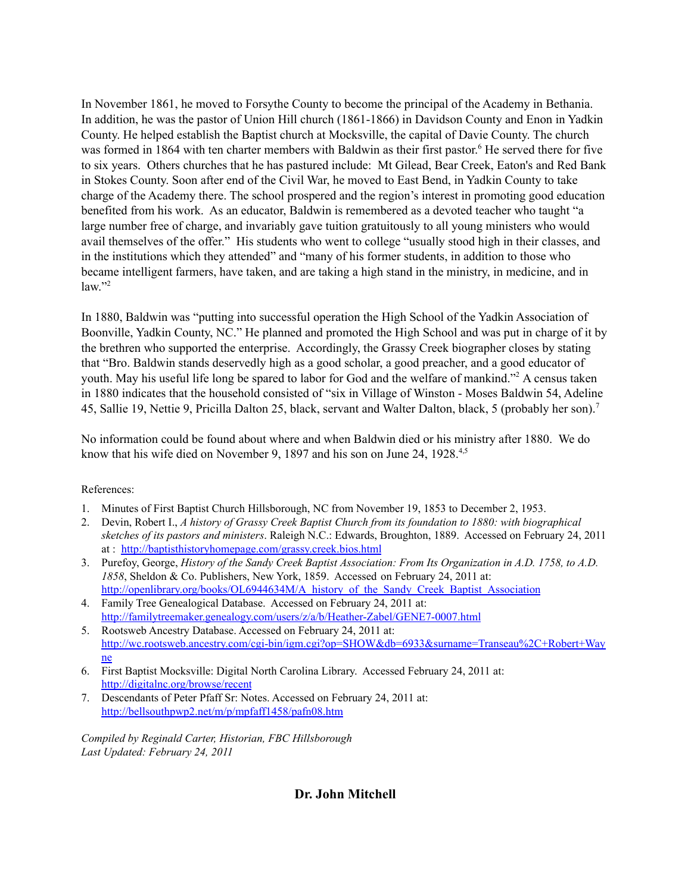In November 1861, he moved to Forsythe County to become the principal of the Academy in Bethania. In addition, he was the pastor of Union Hill church (1861-1866) in Davidson County and Enon in Yadkin County. He helped establish the Baptist church at Mocksville, the capital of Davie County. The church was formed in 1864 with ten charter members with Baldwin as their first pastor.[6] He served there for five to six years. Others churches that he has pastured include: Mt Gilead, Bear Creek, Eaton's and Red Bank in Stokes County. Soon after end of the Civil War, he moved to East Bend, in Yadkin County to take charge of the Academy there. The school prospered and the region's interest in promoting good education benefited from his work. As an educator, Baldwin is remembered as a devoted teacher who taught "a large number free of charge, and invariably gave tuition gratuitously to all young ministers who would avail themselves of the offer." His students who went to college "usually stood high in their classes, and in the institutions which they attended" and "many of his former students, in addition to those who became intelligent farmers, have taken, and are taking a high stand in the ministry, in medicine, and in law."[2]

In 1880, Baldwin was "putting into successful operation the High School of the Yadkin Association of Boonville, Yadkin County, NC." He planned and promoted the High School and was put in charge of it by the brethren who supported the enterprise. Accordingly, the Grassy Creek biographer closes by stating that "Bro. Baldwin stands deservedly high as a good scholar, a good preacher, and a good educator of youth. May his useful life long be spared to labor for God and the welfare of mankind."[2] A census taken in 1880 indicates that the household consisted of "six in Village of Winston - Moses Baldwin 54, Adeline 45, Sallie 19, Nettie 9, Pricilla Dalton 25, black, servant and Walter Dalton, black, 5 (probably her son).[7]

No information could be found about where and when Baldwin died or his ministry after 1880. We do know that his wife died on November 9, 1897 and his son on June 24, 1928.[4,5]

References:

1. Minutes of First Baptist Church Hillsborough, NC from November 19, 1853 to December 2, 1953.
2. Devin, Robert I., *A history of Grassy Creek Baptist Church from its foundation to 1880: with biographical sketches of its pastors and ministers*. Raleigh N.C.: Edwards, Broughton, 1889. Accessed on February 24, 2011 at : http://baptisthistoryhomepage.com/grassy.creek.bios.html
3. Purefoy, George, *History of the Sandy Creek Baptist Association: From Its Organization in A.D. 1758, to A.D. 1858*, Sheldon & Co. Publishers, New York, 1859. Accessed on February 24, 2011 at: http://openlibrary.org/books/OL6944634M/A_history_of_the_Sandy_Creek_Baptist_Association
4. Family Tree Genealogical Database. Accessed on February 24, 2011 at: http://familytreemaker.genealogy.com/users/z/a/b/Heather-Zabel/GENE7-0007.html
5. Rootsweb Ancestry Database. Accessed on February 24, 2011 at: http://wc.rootsweb.ancestry.com/cgi-bin/igm.cgi?op=SHOW&db=6933&surname=Transeau%2C+Robert+Wayne
6. First Baptist Mocksville: Digital North Carolina Library. Accessed February 24, 2011 at: http://digitalnc.org/browse/recent
7. Descendants of Peter Pfaff Sr: Notes. Accessed on February 24, 2011 at: http://bellsouthpwp2.net/m/p/mpfaff1458/pafn08.htm

*Compiled by Reginald Carter, Historian, FBC Hillsborough*
*Last Updated: February 24, 2011*

## Dr. John Mitchell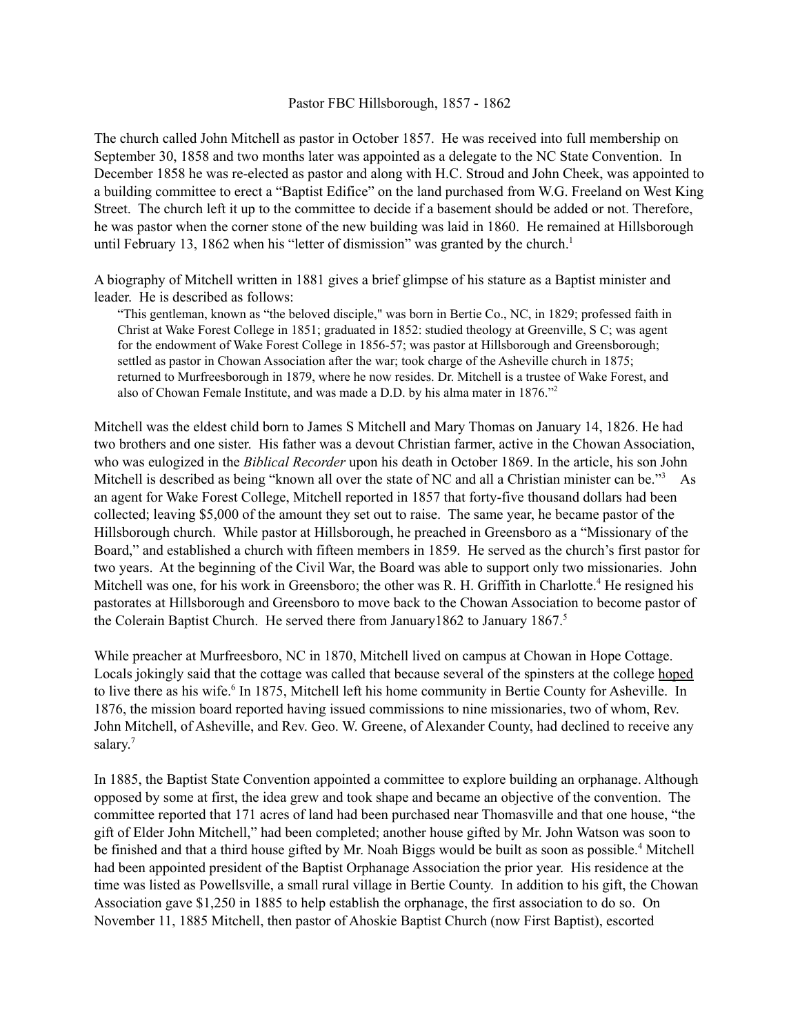Pastor FBC Hillsborough, 1857 - 1862

The church called John Mitchell as pastor in October 1857. He was received into full membership on September 30, 1858 and two months later was appointed as a delegate to the NC State Convention. In December 1858 he was re-elected as pastor and along with H.C. Stroud and John Cheek, was appointed to a building committee to erect a "Baptist Edifice" on the land purchased from W.G. Freeland on West King Street. The church left it up to the committee to decide if a basement should be added or not. Therefore, he was pastor when the corner stone of the new building was laid in 1860. He remained at Hillsborough until February 13, 1862 when his "letter of dismission" was granted by the church.[1]

A biography of Mitchell written in 1881 gives a brief glimpse of his stature as a Baptist minister and leader. He is described as follows:

> "This gentleman, known as "the beloved disciple," was born in Bertie Co., NC, in 1829; professed faith in Christ at Wake Forest College in 1851; graduated in 1852: studied theology at Greenville, S C; was agent for the endowment of Wake Forest College in 1856-57; was pastor at Hillsborough and Greensborough; settled as pastor in Chowan Association after the war; took charge of the Asheville church in 1875; returned to Murfreesborough in 1879, where he now resides. Dr. Mitchell is a trustee of Wake Forest, and also of Chowan Female Institute, and was made a D.D. by his alma mater in 1876."[2]

Mitchell was the eldest child born to James S Mitchell and Mary Thomas on January 14, 1826. He had two brothers and one sister. His father was a devout Christian farmer, active in the Chowan Association, who was eulogized in the *Biblical Recorder* upon his death in October 1869. In the article, his son John Mitchell is described as being "known all over the state of NC and all a Christian minister can be."[3] As an agent for Wake Forest College, Mitchell reported in 1857 that forty-five thousand dollars had been collected; leaving $5,000 of the amount they set out to raise. The same year, he became pastor of the Hillsborough church. While pastor at Hillsborough, he preached in Greensboro as a "Missionary of the Board," and established a church with fifteen members in 1859. He served as the church's first pastor for two years. At the beginning of the Civil War, the Board was able to support only two missionaries. John Mitchell was one, for his work in Greensboro; the other was R. H. Griffith in Charlotte.[4] He resigned his pastorates at Hillsborough and Greensboro to move back to the Chowan Association to become pastor of the Colerain Baptist Church. He served there from January1862 to January 1867.[5]

While preacher at Murfreesboro, NC in 1870, Mitchell lived on campus at Chowan in Hope Cottage. Locals jokingly said that the cottage was called that because several of the spinsters at the college <u>hoped</u> to live there as his wife.[6] In 1875, Mitchell left his home community in Bertie County for Asheville. In 1876, the mission board reported having issued commissions to nine missionaries, two of whom, Rev. John Mitchell, of Asheville, and Rev. Geo. W. Greene, of Alexander County, had declined to receive any salary.[7]

In 1885, the Baptist State Convention appointed a committee to explore building an orphanage. Although opposed by some at first, the idea grew and took shape and became an objective of the convention. The committee reported that 171 acres of land had been purchased near Thomasville and that one house, "the gift of Elder John Mitchell," had been completed; another house gifted by Mr. John Watson was soon to be finished and that a third house gifted by Mr. Noah Biggs would be built as soon as possible.[4] Mitchell had been appointed president of the Baptist Orphanage Association the prior year. His residence at the time was listed as Powellsville, a small rural village in Bertie County. In addition to his gift, the Chowan Association gave $1,250 in 1885 to help establish the orphanage, the first association to do so. On November 11, 1885 Mitchell, then pastor of Ahoskie Baptist Church (now First Baptist), escorted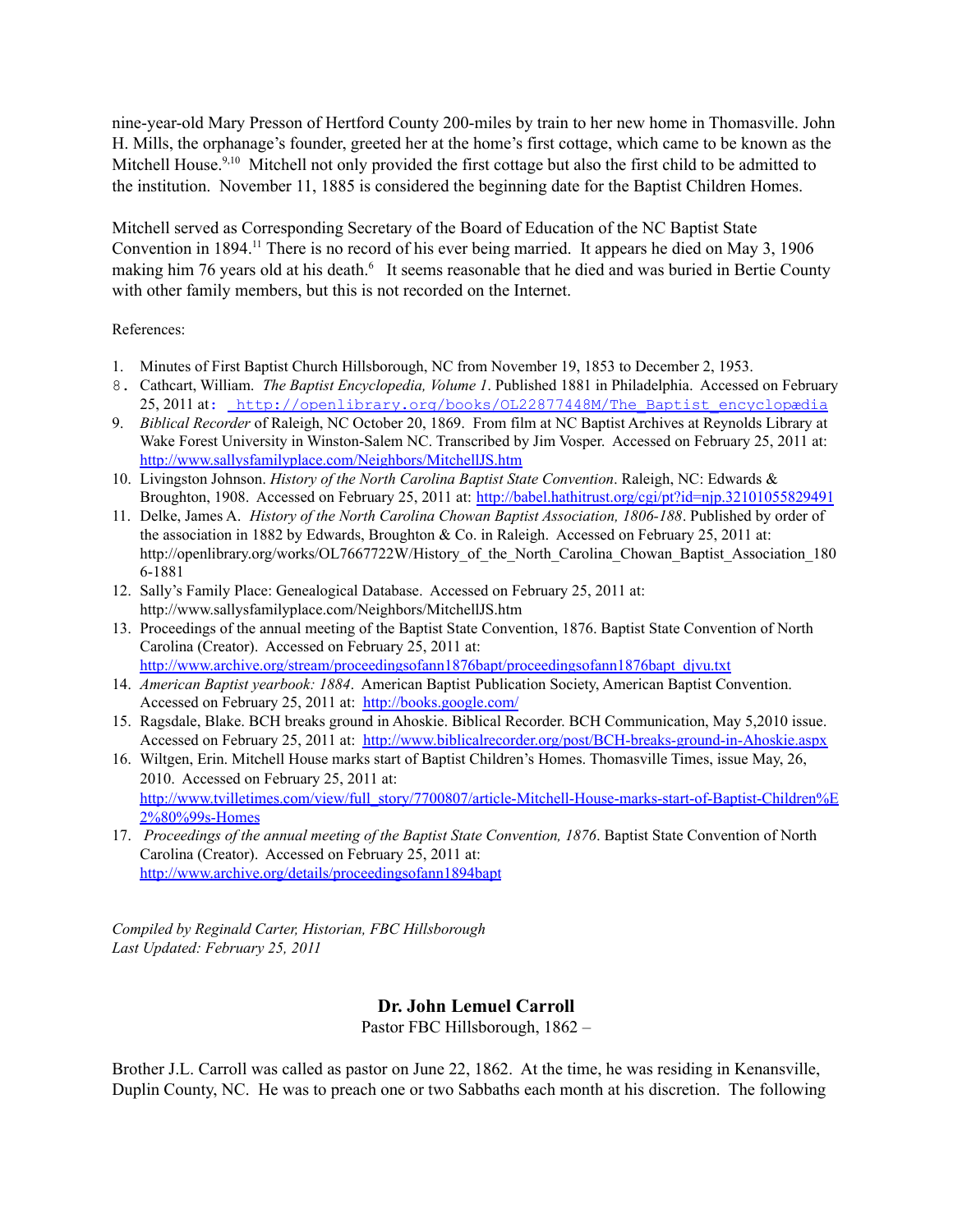nine-year-old Mary Presson of Hertford County 200-miles by train to her new home in Thomasville. John H. Mills, the orphanage's founder, greeted her at the home's first cottage, which came to be known as the Mitchell House.[9,10] Mitchell not only provided the first cottage but also the first child to be admitted to the institution. November 11, 1885 is considered the beginning date for the Baptist Children Homes.

Mitchell served as Corresponding Secretary of the Board of Education of the NC Baptist State Convention in 1894.[11] There is no record of his ever being married. It appears he died on May 3, 1906 making him 76 years old at his death.[6] It seems reasonable that he died and was buried in Bertie County with other family members, but this is not recorded on the Internet.

References:

1. Minutes of First Baptist Church Hillsborough, NC from November 19, 1853 to December 2, 1953.
8. Cathcart, William. *The Baptist Encyclopedia, Volume 1*. Published 1881 in Philadelphia. Accessed on February 25, 2011 at: http://openlibrary.org/books/OL22877448M/The_Baptist_encyclopædia
9. *Biblical Recorder* of Raleigh, NC October 20, 1869. From film at NC Baptist Archives at Reynolds Library at Wake Forest University in Winston-Salem NC. Transcribed by Jim Vosper. Accessed on February 25, 2011 at: http://www.sallysfamilyplace.com/Neighbors/MitchellJS.htm
10. Livingston Johnson. *History of the North Carolina Baptist State Convention*. Raleigh, NC: Edwards & Broughton, 1908. Accessed on February 25, 2011 at: http://babel.hathitrust.org/cgi/pt?id=njp.32101055829491
11. Delke, James A. *History of the North Carolina Chowan Baptist Association, 1806-188*. Published by order of the association in 1882 by Edwards, Broughton & Co. in Raleigh. Accessed on February 25, 2011 at: http://openlibrary.org/works/OL7667722W/History_of_the_North_Carolina_Chowan_Baptist_Association_1806-1881
12. Sally's Family Place: Genealogical Database. Accessed on February 25, 2011 at: http://www.sallysfamilyplace.com/Neighbors/MitchellJS.htm
13. Proceedings of the annual meeting of the Baptist State Convention, 1876. Baptist State Convention of North Carolina (Creator). Accessed on February 25, 2011 at: http://www.archive.org/stream/proceedingsofann1876bapt/proceedingsofann1876bapt_djvu.txt
14. *American Baptist yearbook: 1884*. American Baptist Publication Society, American Baptist Convention. Accessed on February 25, 2011 at: http://books.google.com/
15. Ragsdale, Blake. BCH breaks ground in Ahoskie. Biblical Recorder. BCH Communication, May 5,2010 issue. Accessed on February 25, 2011 at: http://www.biblicalrecorder.org/post/BCH-breaks-ground-in-Ahoskie.aspx
16. Wiltgen, Erin. Mitchell House marks start of Baptist Children's Homes. Thomasville Times, issue May, 26, 2010. Accessed on February 25, 2011 at: http://www.tvilletimes.com/view/full_story/7700807/article-Mitchell-House-marks-start-of-Baptist-Children%E2%80%99s-Homes
17. *Proceedings of the annual meeting of the Baptist State Convention, 1876*. Baptist State Convention of North Carolina (Creator). Accessed on February 25, 2011 at: http://www.archive.org/details/proceedingsofann1894bapt

*Compiled by Reginald Carter, Historian, FBC Hillsborough*
*Last Updated: February 25, 2011*

## Dr. John Lemuel Carroll

Pastor FBC Hillsborough, 1862 –

Brother J.L. Carroll was called as pastor on June 22, 1862. At the time, he was residing in Kenansville, Duplin County, NC. He was to preach one or two Sabbaths each month at his discretion. The following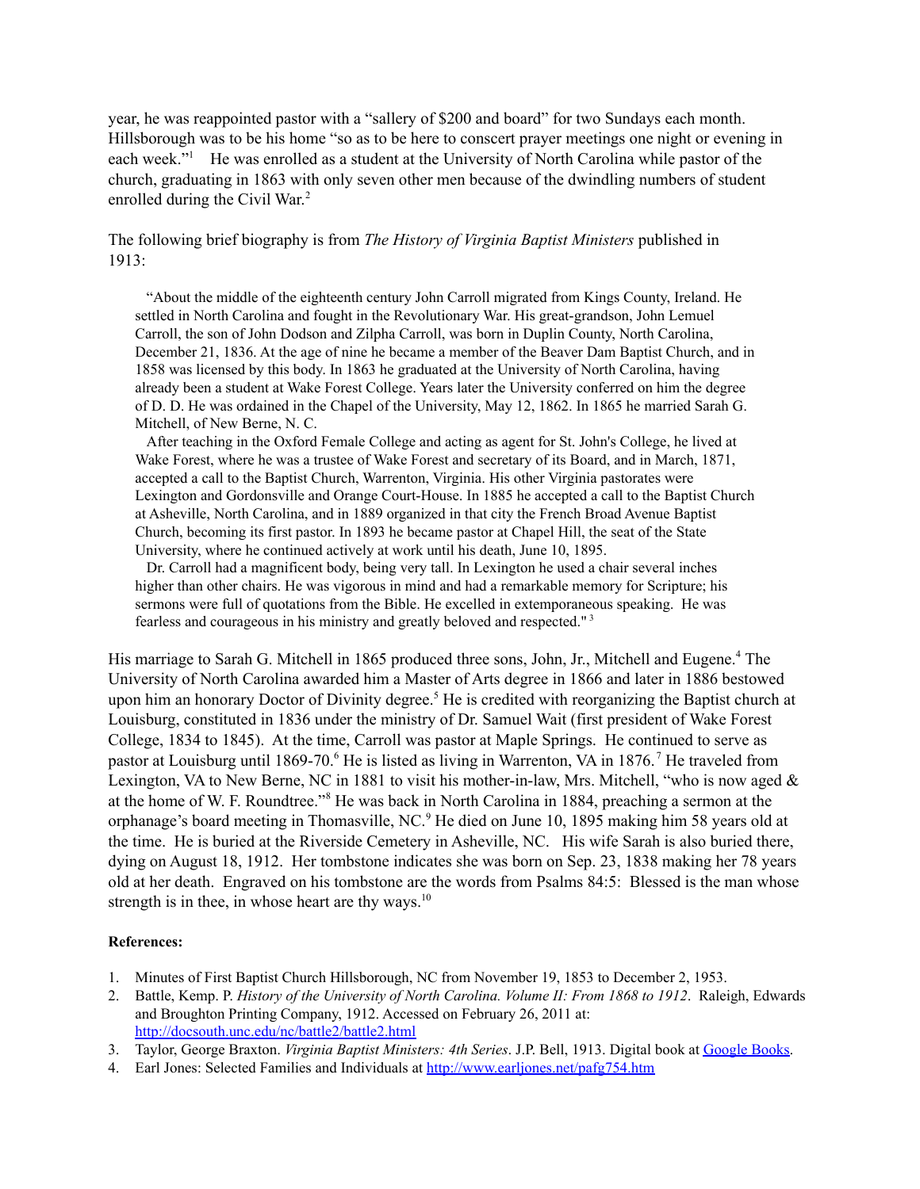year, he was reappointed pastor with a "sallery of $200 and board" for two Sundays each month. Hillsborough was to be his home "so as to be here to conscert prayer meetings one night or evening in each week."[1] He was enrolled as a student at the University of North Carolina while pastor of the church, graduating in 1863 with only seven other men because of the dwindling numbers of student enrolled during the Civil War.[2]

The following brief biography is from *The History of Virginia Baptist Ministers* published in 1913:

> "About the middle of the eighteenth century John Carroll migrated from Kings County, Ireland. He settled in North Carolina and fought in the Revolutionary War. His great-grandson, John Lemuel Carroll, the son of John Dodson and Zilpha Carroll, was born in Duplin County, North Carolina, December 21, 1836. At the age of nine he became a member of the Beaver Dam Baptist Church, and in 1858 was licensed by this body. In 1863 he graduated at the University of North Carolina, having already been a student at Wake Forest College. Years later the University conferred on him the degree of D. D. He was ordained in the Chapel of the University, May 12, 1862. In 1865 he married Sarah G. Mitchell, of New Berne, N. C.
>
> After teaching in the Oxford Female College and acting as agent for St. John's College, he lived at Wake Forest, where he was a trustee of Wake Forest and secretary of its Board, and in March, 1871, accepted a call to the Baptist Church, Warrenton, Virginia. His other Virginia pastorates were Lexington and Gordonsville and Orange Court-House. In 1885 he accepted a call to the Baptist Church at Asheville, North Carolina, and in 1889 organized in that city the French Broad Avenue Baptist Church, becoming its first pastor. In 1893 he became pastor at Chapel Hill, the seat of the State University, where he continued actively at work until his death, June 10, 1895.
>
> Dr. Carroll had a magnificent body, being very tall. In Lexington he used a chair several inches higher than other chairs. He was vigorous in mind and had a remarkable memory for Scripture; his sermons were full of quotations from the Bible. He excelled in extemporaneous speaking. He was fearless and courageous in his ministry and greatly beloved and respected."[3]

His marriage to Sarah G. Mitchell in 1865 produced three sons, John, Jr., Mitchell and Eugene.[4] The University of North Carolina awarded him a Master of Arts degree in 1866 and later in 1886 bestowed upon him an honorary Doctor of Divinity degree.[5] He is credited with reorganizing the Baptist church at Louisburg, constituted in 1836 under the ministry of Dr. Samuel Wait (first president of Wake Forest College, 1834 to 1845). At the time, Carroll was pastor at Maple Springs. He continued to serve as pastor at Louisburg until 1869-70.[6] He is listed as living in Warrenton, VA in 1876.[7] He traveled from Lexington, VA to New Berne, NC in 1881 to visit his mother-in-law, Mrs. Mitchell, "who is now aged & at the home of W. F. Roundtree."[8] He was back in North Carolina in 1884, preaching a sermon at the orphanage's board meeting in Thomasville, NC.[9] He died on June 10, 1895 making him 58 years old at the time. He is buried at the Riverside Cemetery in Asheville, NC. His wife Sarah is also buried there, dying on August 18, 1912. Her tombstone indicates she was born on Sep. 23, 1838 making her 78 years old at her death. Engraved on his tombstone are the words from Psalms 84:5: Blessed is the man whose strength is in thee, in whose heart are thy ways.[10]

**References:**

1. Minutes of First Baptist Church Hillsborough, NC from November 19, 1853 to December 2, 1953.
2. Battle, Kemp. P. *History of the University of North Carolina. Volume II: From 1868 to 1912*. Raleigh, Edwards and Broughton Printing Company, 1912. Accessed on February 26, 2011 at: http://docsouth.unc.edu/nc/battle2/battle2.html
3. Taylor, George Braxton. *Virginia Baptist Ministers: 4th Series*. J.P. Bell, 1913. Digital book at Google Books.
4. Earl Jones: Selected Families and Individuals at http://www.earljones.net/pafg754.htm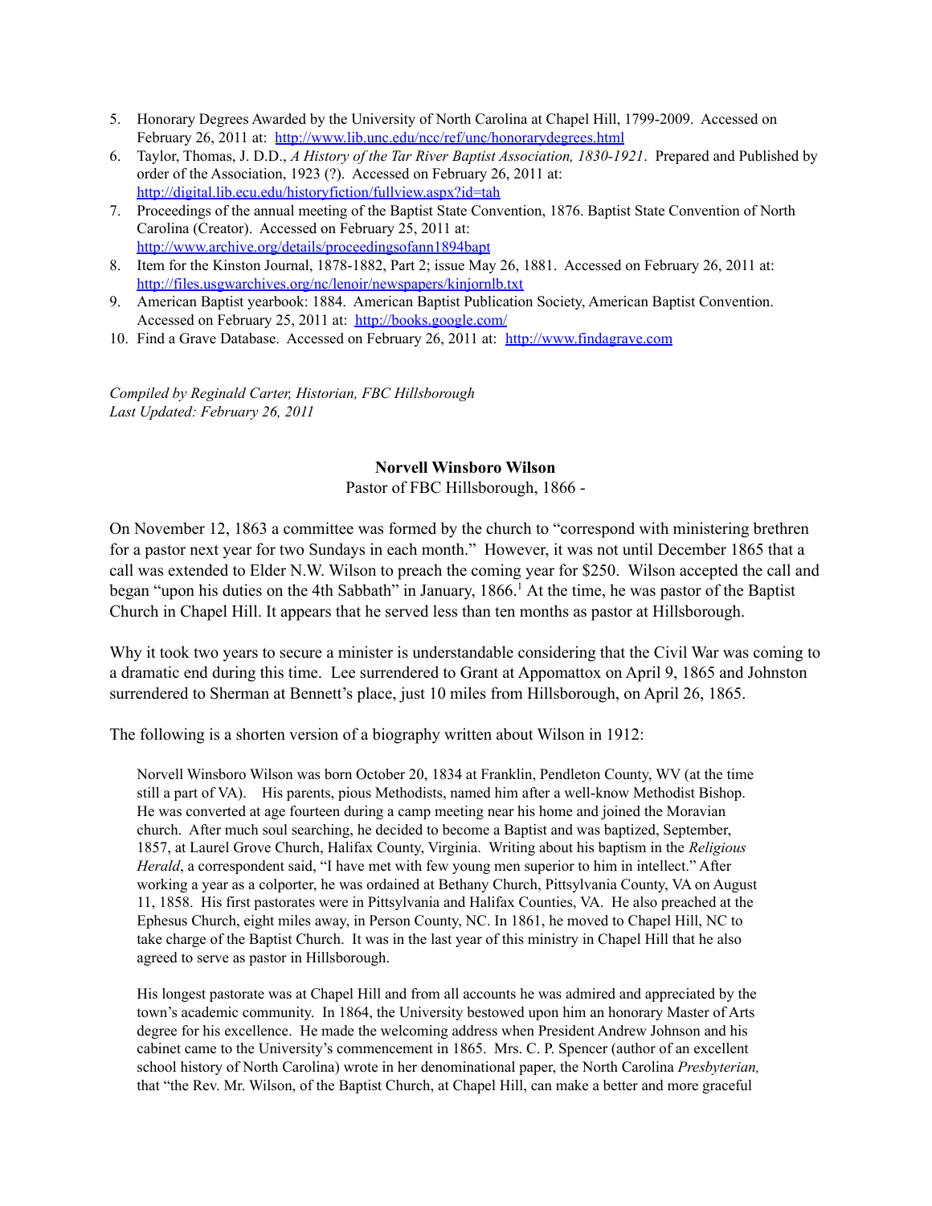5. Honorary Degrees Awarded by the University of North Carolina at Chapel Hill, 1799-2009. Accessed on February 26, 2011 at: http://www.lib.unc.edu/ncc/ref/unc/honorarydegrees.html
6. Taylor, Thomas, J. D.D., *A History of the Tar River Baptist Association, 1830-1921*. Prepared and Published by order of the Association, 1923 (?). Accessed on February 26, 2011 at: http://digital.lib.ecu.edu/historyfiction/fullview.aspx?id=tah
7. Proceedings of the annual meeting of the Baptist State Convention, 1876. Baptist State Convention of North Carolina (Creator). Accessed on February 25, 2011 at: http://www.archive.org/details/proceedingsofann1894bapt
8. Item for the Kinston Journal, 1878-1882, Part 2; issue May 26, 1881. Accessed on February 26, 2011 at: http://files.usgwarchives.org/nc/lenoir/newspapers/kinjornlb.txt
9. American Baptist yearbook: 1884. American Baptist Publication Society, American Baptist Convention. Accessed on February 25, 2011 at: http://books.google.com/
10. Find a Grave Database. Accessed on February 26, 2011 at: http://www.findagrave.com

*Compiled by Reginald Carter, Historian, FBC Hillsborough*
*Last Updated: February 26, 2011*

## Norvell Winsboro Wilson

Pastor of FBC Hillsborough, 1866 -

On November 12, 1863 a committee was formed by the church to "correspond with ministering brethren for a pastor next year for two Sundays in each month." However, it was not until December 1865 that a call was extended to Elder N.W. Wilson to preach the coming year for $250. Wilson accepted the call and began "upon his duties on the 4th Sabbath" in January, 1866.[1] At the time, he was pastor of the Baptist Church in Chapel Hill. It appears that he served less than ten months as pastor at Hillsborough.

Why it took two years to secure a minister is understandable considering that the Civil War was coming to a dramatic end during this time. Lee surrendered to Grant at Appomattox on April 9, 1865 and Johnston surrendered to Sherman at Bennett's place, just 10 miles from Hillsborough, on April 26, 1865.

The following is a shorten version of a biography written about Wilson in 1912:

> Norvell Winsboro Wilson was born October 20, 1834 at Franklin, Pendleton County, WV (at the time still a part of VA). His parents, pious Methodists, named him after a well-know Methodist Bishop. He was converted at age fourteen during a camp meeting near his home and joined the Moravian church. After much soul searching, he decided to become a Baptist and was baptized, September, 1857, at Laurel Grove Church, Halifax County, Virginia. Writing about his baptism in the *Religious Herald*, a correspondent said, "I have met with few young men superior to him in intellect." After working a year as a colporter, he was ordained at Bethany Church, Pittsylvania County, VA on August 11, 1858. His first pastorates were in Pittsylvania and Halifax Counties, VA. He also preached at the Ephesus Church, eight miles away, in Person County, NC. In 1861, he moved to Chapel Hill, NC to take charge of the Baptist Church. It was in the last year of this ministry in Chapel Hill that he also agreed to serve as pastor in Hillsborough.
>
> His longest pastorate was at Chapel Hill and from all accounts he was admired and appreciated by the town's academic community. In 1864, the University bestowed upon him an honorary Master of Arts degree for his excellence. He made the welcoming address when President Andrew Johnson and his cabinet came to the University's commencement in 1865. Mrs. C. P. Spencer (author of an excellent school history of North Carolina) wrote in her denominational paper, the North Carolina *Presbyterian,* that "the Rev. Mr. Wilson, of the Baptist Church, at Chapel Hill, can make a better and more graceful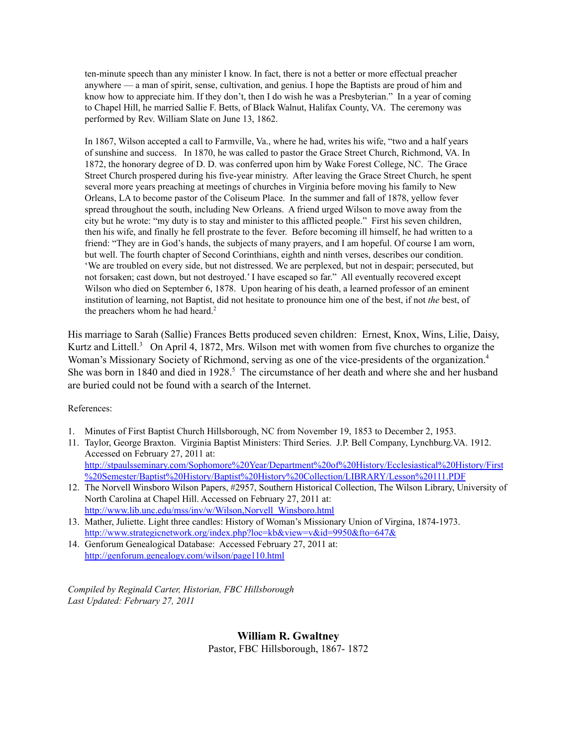ten-minute speech than any minister I know. In fact, there is not a better or more effectual preacher anywhere — a man of spirit, sense, cultivation, and genius. I hope the Baptists are proud of him and know how to appreciate him. If they don't, then I do wish he was a Presbyterian." In a year of coming to Chapel Hill, he married Sallie F. Betts, of Black Walnut, Halifax County, VA. The ceremony was performed by Rev. William Slate on June 13, 1862.

In 1867, Wilson accepted a call to Farmville, Va., where he had, writes his wife, "two and a half years of sunshine and success. In 1870, he was called to pastor the Grace Street Church, Richmond, VA. In 1872, the honorary degree of D. D. was conferred upon him by Wake Forest College, NC. The Grace Street Church prospered during his five-year ministry. After leaving the Grace Street Church, he spent several more years preaching at meetings of churches in Virginia before moving his family to New Orleans, LA to become pastor of the Coliseum Place. In the summer and fall of 1878, yellow fever spread throughout the south, including New Orleans. A friend urged Wilson to move away from the city but he wrote: "my duty is to stay and minister to this afflicted people." First his seven children, then his wife, and finally he fell prostrate to the fever. Before becoming ill himself, he had written to a friend: "They are in God's hands, the subjects of many prayers, and I am hopeful. Of course I am worn, but well. The fourth chapter of Second Corinthians, eighth and ninth verses, describes our condition. 'We are troubled on every side, but not distressed. We are perplexed, but not in despair; persecuted, but not forsaken; cast down, but not destroyed.' I have escaped so far." All eventually recovered except Wilson who died on September 6, 1878. Upon hearing of his death, a learned professor of an eminent institution of learning, not Baptist, did not hesitate to pronounce him one of the best, if not *the* best, of the preachers whom he had heard.[2]

His marriage to Sarah (Sallie) Frances Betts produced seven children: Ernest, Knox, Wins, Lilie, Daisy, Kurtz and Littell.[3] On April 4, 1872, Mrs. Wilson met with women from five churches to organize the Woman's Missionary Society of Richmond, serving as one of the vice-presidents of the organization.[4] She was born in 1840 and died in 1928.[5] The circumstance of her death and where she and her husband are buried could not be found with a search of the Internet.

References:

1. Minutes of First Baptist Church Hillsborough, NC from November 19, 1853 to December 2, 1953.
11. Taylor, George Braxton. Virginia Baptist Ministers: Third Series. J.P. Bell Company, Lynchburg.VA. 1912. Accessed on February 27, 2011 at: http://stpaulsseminary.com/Sophomore%20Year/Department%20of%20History/Ecclesiastical%20History/First%20Semester/Baptist%20History/Baptist%20History%20Collection/LIBRARY/Lesson%20111.PDF
12. The Norvell Winsboro Wilson Papers, #2957, Southern Historical Collection, The Wilson Library, University of North Carolina at Chapel Hill. Accessed on February 27, 2011 at: http://www.lib.unc.edu/mss/inv/w/Wilson,Norvell_Winsboro.html
13. Mather, Juliette. Light three candles: History of Woman's Missionary Union of Virgina, 1874-1973. http://www.strategicnetwork.org/index.php?loc=kb&view=v&id=9950&fto=647&
14. Genforum Genealogical Database: Accessed February 27, 2011 at: http://genforum.genealogy.com/wilson/page110.html

*Compiled by Reginald Carter, Historian, FBC Hillsborough*
*Last Updated: February 27, 2011*

## William R. Gwaltney

Pastor, FBC Hillsborough, 1867- 1872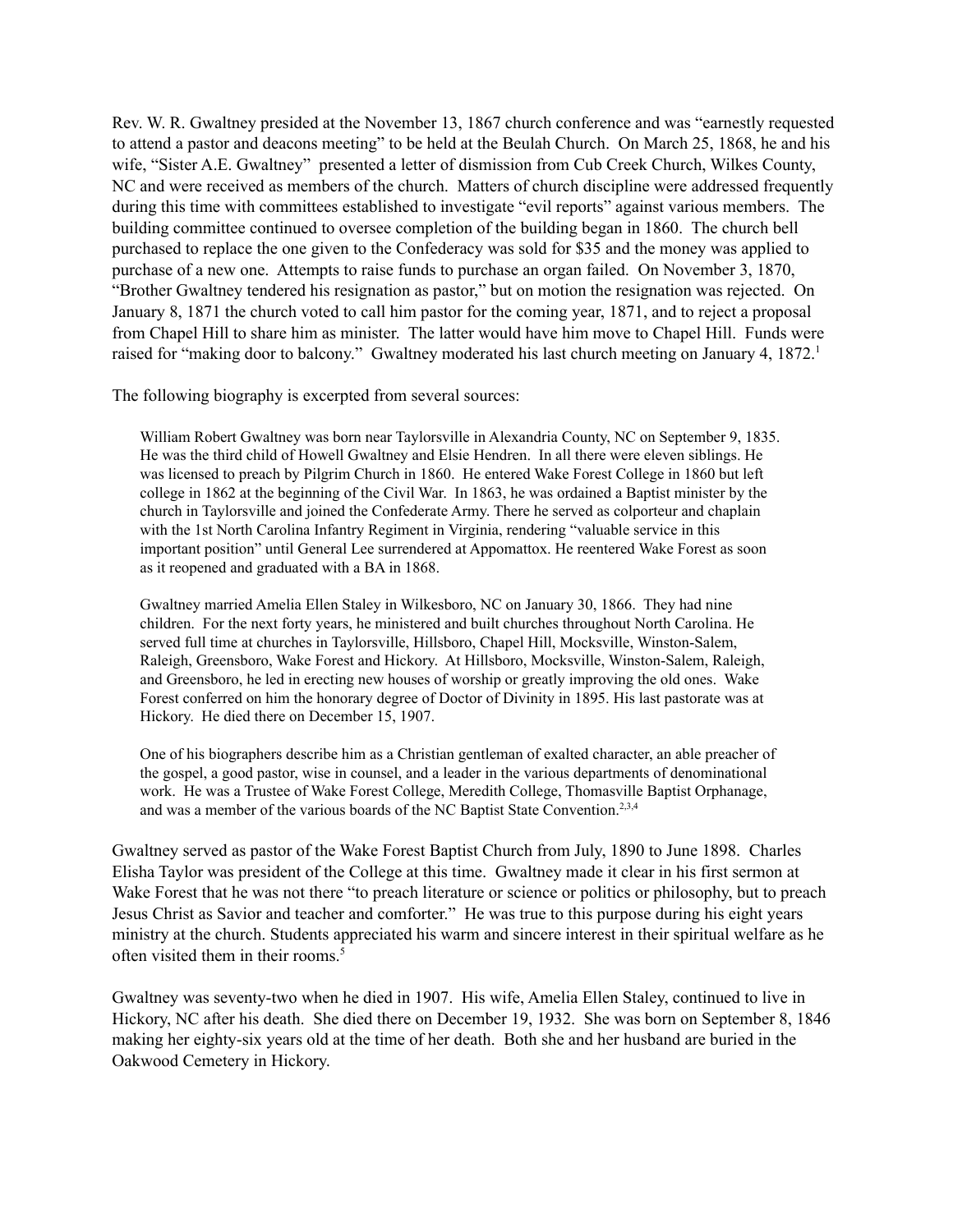Rev. W. R. Gwaltney presided at the November 13, 1867 church conference and was "earnestly requested to attend a pastor and deacons meeting" to be held at the Beulah Church. On March 25, 1868, he and his wife, "Sister A.E. Gwaltney" presented a letter of dismission from Cub Creek Church, Wilkes County, NC and were received as members of the church. Matters of church discipline were addressed frequently during this time with committees established to investigate "evil reports" against various members. The building committee continued to oversee completion of the building began in 1860. The church bell purchased to replace the one given to the Confederacy was sold for $35 and the money was applied to purchase of a new one. Attempts to raise funds to purchase an organ failed. On November 3, 1870, "Brother Gwaltney tendered his resignation as pastor," but on motion the resignation was rejected. On January 8, 1871 the church voted to call him pastor for the coming year, 1871, and to reject a proposal from Chapel Hill to share him as minister. The latter would have him move to Chapel Hill. Funds were raised for "making door to balcony." Gwaltney moderated his last church meeting on January 4, 1872.[1]

The following biography is excerpted from several sources:

> William Robert Gwaltney was born near Taylorsville in Alexandria County, NC on September 9, 1835. He was the third child of Howell Gwaltney and Elsie Hendren. In all there were eleven siblings. He was licensed to preach by Pilgrim Church in 1860. He entered Wake Forest College in 1860 but left college in 1862 at the beginning of the Civil War. In 1863, he was ordained a Baptist minister by the church in Taylorsville and joined the Confederate Army. There he served as colporteur and chaplain with the 1st North Carolina Infantry Regiment in Virginia, rendering "valuable service in this important position" until General Lee surrendered at Appomattox. He reentered Wake Forest as soon as it reopened and graduated with a BA in 1868.
>
> Gwaltney married Amelia Ellen Staley in Wilkesboro, NC on January 30, 1866. They had nine children. For the next forty years, he ministered and built churches throughout North Carolina. He served full time at churches in Taylorsville, Hillsboro, Chapel Hill, Mocksville, Winston-Salem, Raleigh, Greensboro, Wake Forest and Hickory. At Hillsboro, Mocksville, Winston-Salem, Raleigh, and Greensboro, he led in erecting new houses of worship or greatly improving the old ones. Wake Forest conferred on him the honorary degree of Doctor of Divinity in 1895. His last pastorate was at Hickory. He died there on December 15, 1907.
>
> One of his biographers describe him as a Christian gentleman of exalted character, an able preacher of the gospel, a good pastor, wise in counsel, and a leader in the various departments of denominational work. He was a Trustee of Wake Forest College, Meredith College, Thomasville Baptist Orphanage, and was a member of the various boards of the NC Baptist State Convention.[2,3,4]

Gwaltney served as pastor of the Wake Forest Baptist Church from July, 1890 to June 1898. Charles Elisha Taylor was president of the College at this time. Gwaltney made it clear in his first sermon at Wake Forest that he was not there "to preach literature or science or politics or philosophy, but to preach Jesus Christ as Savior and teacher and comforter." He was true to this purpose during his eight years ministry at the church. Students appreciated his warm and sincere interest in their spiritual welfare as he often visited them in their rooms.[5]

Gwaltney was seventy-two when he died in 1907. His wife, Amelia Ellen Staley, continued to live in Hickory, NC after his death. She died there on December 19, 1932. She was born on September 8, 1846 making her eighty-six years old at the time of her death. Both she and her husband are buried in the Oakwood Cemetery in Hickory.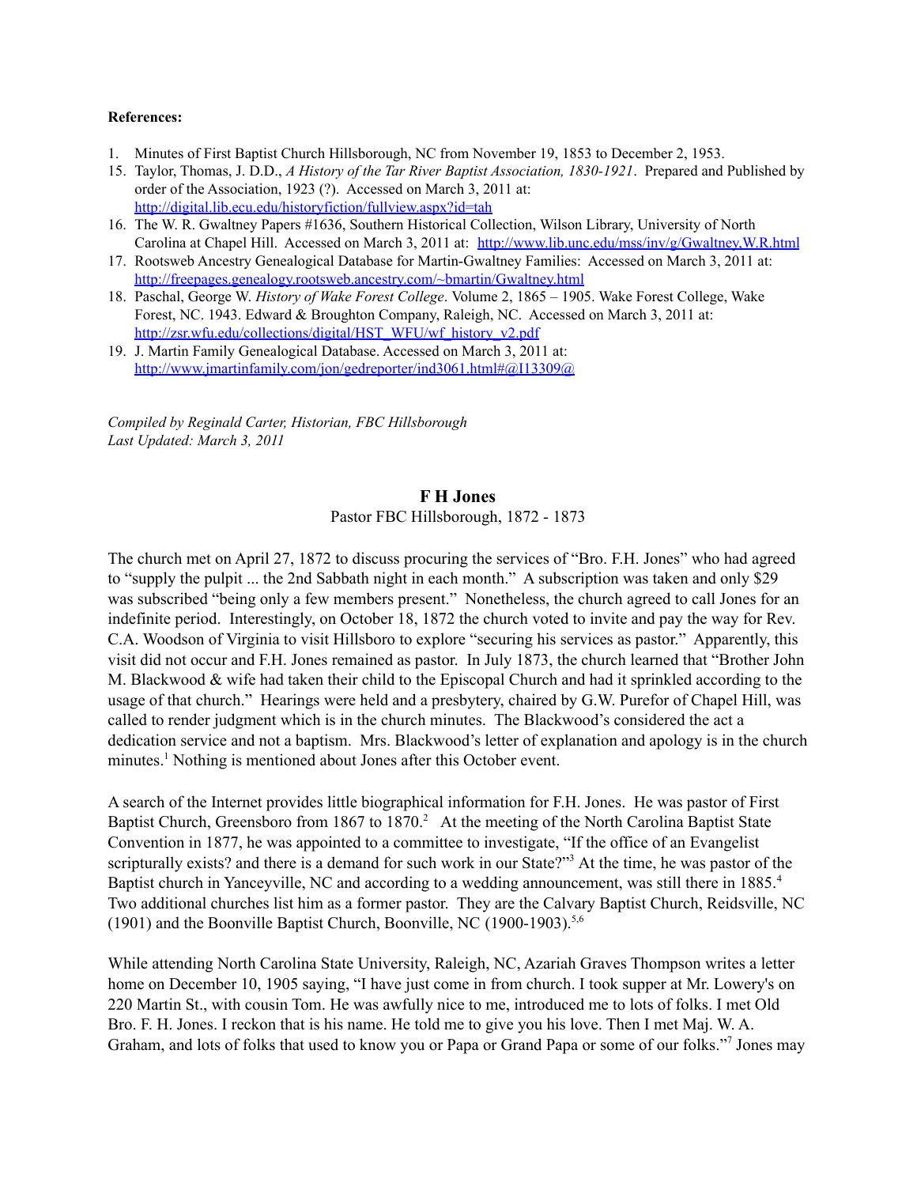**References:**

1. Minutes of First Baptist Church Hillsborough, NC from November 19, 1853 to December 2, 1953.
15. Taylor, Thomas, J. D.D., *A History of the Tar River Baptist Association, 1830-1921*. Prepared and Published by order of the Association, 1923 (?). Accessed on March 3, 2011 at: http://digital.lib.ecu.edu/historyfiction/fullview.aspx?id=tah
16. The W. R. Gwaltney Papers #1636, Southern Historical Collection, Wilson Library, University of North Carolina at Chapel Hill. Accessed on March 3, 2011 at: http://www.lib.unc.edu/mss/inv/g/Gwaltney,W.R.html
17. Rootsweb Ancestry Genealogical Database for Martin-Gwaltney Families: Accessed on March 3, 2011 at: http://freepages.genealogy.rootsweb.ancestry.com/~bmartin/Gwaltney.html
18. Paschal, George W. *History of Wake Forest College*. Volume 2, 1865 – 1905. Wake Forest College, Wake Forest, NC. 1943. Edward & Broughton Company, Raleigh, NC. Accessed on March 3, 2011 at: http://zsr.wfu.edu/collections/digital/HST_WFU/wf_history_v2.pdf
19. J. Martin Family Genealogical Database. Accessed on March 3, 2011 at: http://www.jmartinfamily.com/jon/gedreporter/ind3061.html#@I13309@

*Compiled by Reginald Carter, Historian, FBC Hillsborough*
*Last Updated: March 3, 2011*

## F H Jones

Pastor FBC Hillsborough, 1872 - 1873

The church met on April 27, 1872 to discuss procuring the services of "Bro. F.H. Jones" who had agreed to "supply the pulpit ... the 2nd Sabbath night in each month." A subscription was taken and only $29 was subscribed "being only a few members present." Nonetheless, the church agreed to call Jones for an indefinite period. Interestingly, on October 18, 1872 the church voted to invite and pay the way for Rev. C.A. Woodson of Virginia to visit Hillsboro to explore "securing his services as pastor." Apparently, this visit did not occur and F.H. Jones remained as pastor. In July 1873, the church learned that "Brother John M. Blackwood & wife had taken their child to the Episcopal Church and had it sprinkled according to the usage of that church." Hearings were held and a presbytery, chaired by G.W. Purefor of Chapel Hill, was called to render judgment which is in the church minutes. The Blackwood's considered the act a dedication service and not a baptism. Mrs. Blackwood's letter of explanation and apology is in the church minutes.[1] Nothing is mentioned about Jones after this October event.

A search of the Internet provides little biographical information for F.H. Jones. He was pastor of First Baptist Church, Greensboro from 1867 to 1870.[2] At the meeting of the North Carolina Baptist State Convention in 1877, he was appointed to a committee to investigate, "If the office of an Evangelist scripturally exists? and there is a demand for such work in our State?"[3] At the time, he was pastor of the Baptist church in Yanceyville, NC and according to a wedding announcement, was still there in 1885.[4] Two additional churches list him as a former pastor. They are the Calvary Baptist Church, Reidsville, NC (1901) and the Boonville Baptist Church, Boonville, NC (1900-1903).[5,6]

While attending North Carolina State University, Raleigh, NC, Azariah Graves Thompson writes a letter home on December 10, 1905 saying, "I have just come in from church. I took supper at Mr. Lowery's on 220 Martin St., with cousin Tom. He was awfully nice to me, introduced me to lots of folks. I met Old Bro. F. H. Jones. I reckon that is his name. He told me to give you his love. Then I met Maj. W. A. Graham, and lots of folks that used to know you or Papa or Grand Papa or some of our folks."[7] Jones may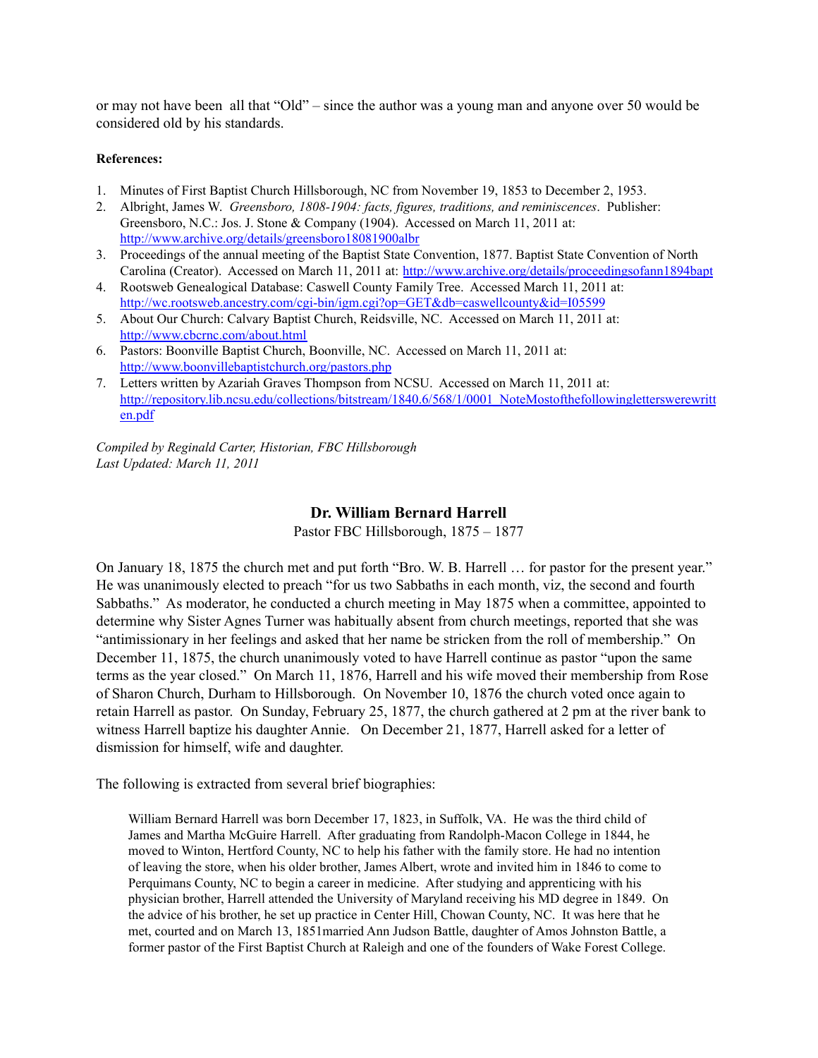or may not have been  all that "Old" – since the author was a young man and anyone over 50 would be considered old by his standards.

**References:**

1. Minutes of First Baptist Church Hillsborough, NC from November 19, 1853 to December 2, 1953.
2. Albright, James W. *Greensboro, 1808-1904: facts, figures, traditions, and reminiscences*. Publisher: Greensboro, N.C.: Jos. J. Stone & Company (1904). Accessed on March 11, 2011 at: http://www.archive.org/details/greensboro18081900albr
3. Proceedings of the annual meeting of the Baptist State Convention, 1877. Baptist State Convention of North Carolina (Creator). Accessed on March 11, 2011 at: http://www.archive.org/details/proceedingsofann1894bapt
4. Rootsweb Genealogical Database: Caswell County Family Tree. Accessed March 11, 2011 at: http://wc.rootsweb.ancestry.com/cgi-bin/igm.cgi?op=GET&db=caswellcounty&id=I05599
5. About Our Church: Calvary Baptist Church, Reidsville, NC. Accessed on March 11, 2011 at: http://www.cbcrnc.com/about.html
6. Pastors: Boonville Baptist Church, Boonville, NC. Accessed on March 11, 2011 at: http://www.boonvillebaptistchurch.org/pastors.php
7. Letters written by Azariah Graves Thompson from NCSU. Accessed on March 11, 2011 at: http://repository.lib.ncsu.edu/collections/bitstream/1840.6/568/1/0001_NoteMostofthefollowingletterswerewritten.pdf

*Compiled by Reginald Carter, Historian, FBC Hillsborough*
*Last Updated: March 11, 2011*

## Dr. William Bernard Harrell

Pastor FBC Hillsborough, 1875 – 1877

On January 18, 1875 the church met and put forth "Bro. W. B. Harrell … for pastor for the present year." He was unanimously elected to preach "for us two Sabbaths in each month, viz, the second and fourth Sabbaths." As moderator, he conducted a church meeting in May 1875 when a committee, appointed to determine why Sister Agnes Turner was habitually absent from church meetings, reported that she was "antimissionary in her feelings and asked that her name be stricken from the roll of membership." On December 11, 1875, the church unanimously voted to have Harrell continue as pastor "upon the same terms as the year closed." On March 11, 1876, Harrell and his wife moved their membership from Rose of Sharon Church, Durham to Hillsborough. On November 10, 1876 the church voted once again to retain Harrell as pastor. On Sunday, February 25, 1877, the church gathered at 2 pm at the river bank to witness Harrell baptize his daughter Annie. On December 21, 1877, Harrell asked for a letter of dismission for himself, wife and daughter.

The following is extracted from several brief biographies:

> William Bernard Harrell was born December 17, 1823, in Suffolk, VA. He was the third child of James and Martha McGuire Harrell. After graduating from Randolph-Macon College in 1844, he moved to Winton, Hertford County, NC to help his father with the family store. He had no intention of leaving the store, when his older brother, James Albert, wrote and invited him in 1846 to come to Perquimans County, NC to begin a career in medicine. After studying and apprenticing with his physician brother, Harrell attended the University of Maryland receiving his MD degree in 1849. On the advice of his brother, he set up practice in Center Hill, Chowan County, NC. It was here that he met, courted and on March 13, 1851married Ann Judson Battle, daughter of Amos Johnston Battle, a former pastor of the First Baptist Church at Raleigh and one of the founders of Wake Forest College.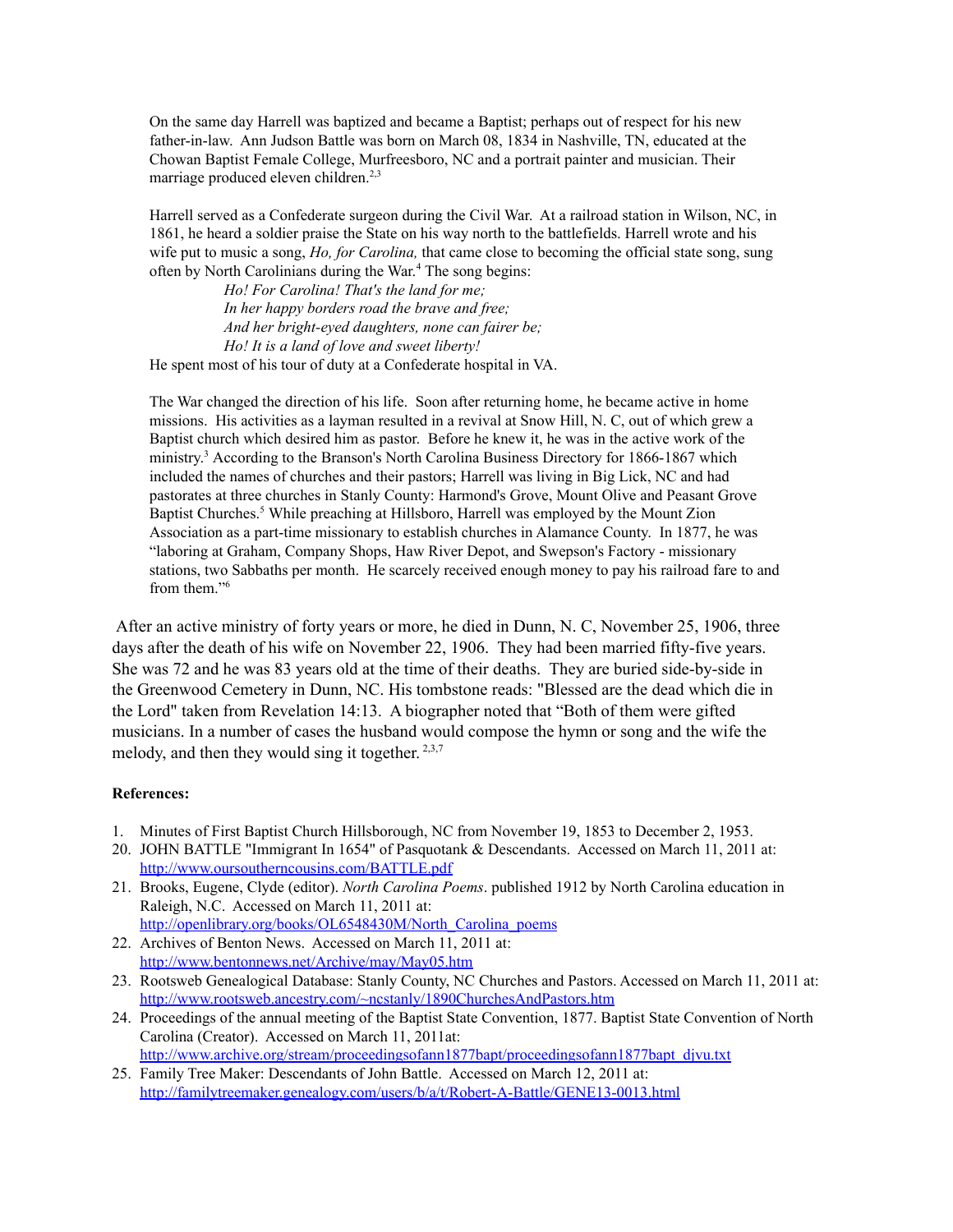On the same day Harrell was baptized and became a Baptist; perhaps out of respect for his new father-in-law. Ann Judson Battle was born on March 08, 1834 in Nashville, TN, educated at the Chowan Baptist Female College, Murfreesboro, NC and a portrait painter and musician. Their marriage produced eleven children.[2,3]

Harrell served as a Confederate surgeon during the Civil War. At a railroad station in Wilson, NC, in 1861, he heard a soldier praise the State on his way north to the battlefields. Harrell wrote and his wife put to music a song, *Ho, for Carolina,* that came close to becoming the official state song, sung often by North Carolinians during the War.[4] The song begins:

> *Ho! For Carolina! That's the land for me;*
> *In her happy borders road the brave and free;*
> *And her bright-eyed daughters, none can fairer be;*
> *Ho! It is a land of love and sweet liberty!*

He spent most of his tour of duty at a Confederate hospital in VA.

The War changed the direction of his life. Soon after returning home, he became active in home missions. His activities as a layman resulted in a revival at Snow Hill, N. C, out of which grew a Baptist church which desired him as pastor. Before he knew it, he was in the active work of the ministry.[3] According to the Branson's North Carolina Business Directory for 1866-1867 which included the names of churches and their pastors; Harrell was living in Big Lick, NC and had pastorates at three churches in Stanly County: Harmond's Grove, Mount Olive and Peasant Grove Baptist Churches.[5] While preaching at Hillsboro, Harrell was employed by the Mount Zion Association as a part-time missionary to establish churches in Alamance County. In 1877, he was "laboring at Graham, Company Shops, Haw River Depot, and Swepson's Factory - missionary stations, two Sabbaths per month. He scarcely received enough money to pay his railroad fare to and from them."[6]

After an active ministry of forty years or more, he died in Dunn, N. C, November 25, 1906, three days after the death of his wife on November 22, 1906. They had been married fifty-five years. She was 72 and he was 83 years old at the time of their deaths. They are buried side-by-side in the Greenwood Cemetery in Dunn, NC. His tombstone reads: "Blessed are the dead which die in the Lord" taken from Revelation 14:13. A biographer noted that "Both of them were gifted musicians. In a number of cases the husband would compose the hymn or song and the wife the melody, and then they would sing it together.[2,3,7]

**References:**

1. Minutes of First Baptist Church Hillsborough, NC from November 19, 1853 to December 2, 1953.
20. JOHN BATTLE "Immigrant In 1654" of Pasquotank & Descendants. Accessed on March 11, 2011 at: http://www.oursoutherncousins.com/BATTLE.pdf
21. Brooks, Eugene, Clyde (editor). *North Carolina Poems*. published 1912 by North Carolina education in Raleigh, N.C. Accessed on March 11, 2011 at: http://openlibrary.org/books/OL6548430M/North_Carolina_poems
22. Archives of Benton News. Accessed on March 11, 2011 at: http://www.bentonnews.net/Archive/may/May05.htm
23. Rootsweb Genealogical Database: Stanly County, NC Churches and Pastors. Accessed on March 11, 2011 at: http://www.rootsweb.ancestry.com/~ncstanly/1890ChurchesAndPastors.htm
24. Proceedings of the annual meeting of the Baptist State Convention, 1877. Baptist State Convention of North Carolina (Creator). Accessed on March 11, 2011at: http://www.archive.org/stream/proceedingsofann1877bapt/proceedingsofann1877bapt_djvu.txt
25. Family Tree Maker: Descendants of John Battle. Accessed on March 12, 2011 at: http://familytreemaker.genealogy.com/users/b/a/t/Robert-A-Battle/GENE13-0013.html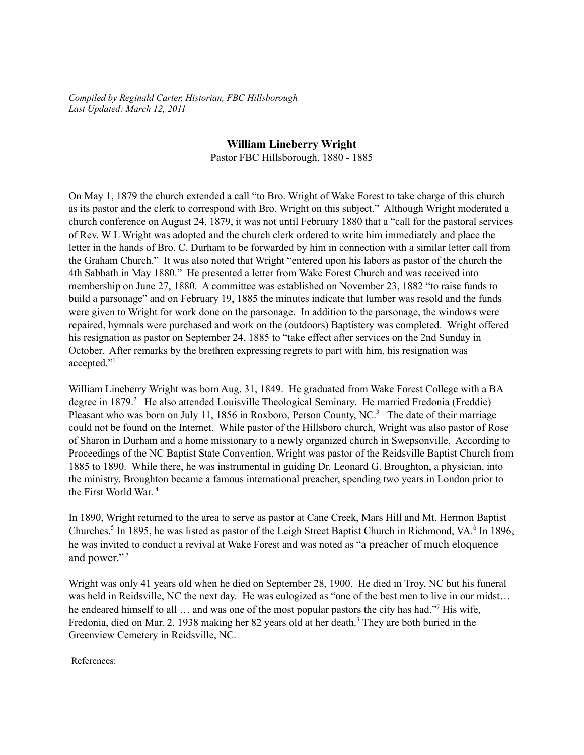*Compiled by Reginald Carter, Historian, FBC Hillsborough*
*Last Updated: March 12, 2011*

## William Lineberry Wright

Pastor FBC Hillsborough, 1880 - 1885

On May 1, 1879 the church extended a call "to Bro. Wright of Wake Forest to take charge of this church as its pastor and the clerk to correspond with Bro. Wright on this subject." Although Wright moderated a church conference on August 24, 1879, it was not until February 1880 that a "call for the pastoral services of Rev. W L Wright was adopted and the church clerk ordered to write him immediately and place the letter in the hands of Bro. C. Durham to be forwarded by him in connection with a similar letter call from the Graham Church." It was also noted that Wright "entered upon his labors as pastor of the church the 4th Sabbath in May 1880." He presented a letter from Wake Forest Church and was received into membership on June 27, 1880. A committee was established on November 23, 1882 "to raise funds to build a parsonage" and on February 19, 1885 the minutes indicate that lumber was resold and the funds were given to Wright for work done on the parsonage. In addition to the parsonage, the windows were repaired, hymnals were purchased and work on the (outdoors) Baptistery was completed. Wright offered his resignation as pastor on September 24, 1885 to "take effect after services on the 2nd Sunday in October. After remarks by the brethren expressing regrets to part with him, his resignation was accepted."[1]

William Lineberry Wright was born Aug. 31, 1849. He graduated from Wake Forest College with a BA degree in 1879.[2] He also attended Louisville Theological Seminary. He married Fredonia (Freddie) Pleasant who was born on July 11, 1856 in Roxboro, Person County, NC.[3] The date of their marriage could not be found on the Internet. While pastor of the Hillsboro church, Wright was also pastor of Rose of Sharon in Durham and a home missionary to a newly organized church in Swepsonville. According to Proceedings of the NC Baptist State Convention, Wright was pastor of the Reidsville Baptist Church from 1885 to 1890. While there, he was instrumental in guiding Dr. Leonard G. Broughton, a physician, into the ministry. Broughton became a famous international preacher, spending two years in London prior to the First World War.[4]

In 1890, Wright returned to the area to serve as pastor at Cane Creek, Mars Hill and Mt. Hermon Baptist Churches.[5] In 1895, he was listed as pastor of the Leigh Street Baptist Church in Richmond, VA.[6] In 1896, he was invited to conduct a revival at Wake Forest and was noted as "a preacher of much eloquence and power."[2]

Wright was only 41 years old when he died on September 28, 1900. He died in Troy, NC but his funeral was held in Reidsville, NC the next day. He was eulogized as "one of the best men to live in our midst… he endeared himself to all … and was one of the most popular pastors the city has had."[7] His wife, Fredonia, died on Mar. 2, 1938 making her 82 years old at her death.[3] They are both buried in the Greenview Cemetery in Reidsville, NC.

References: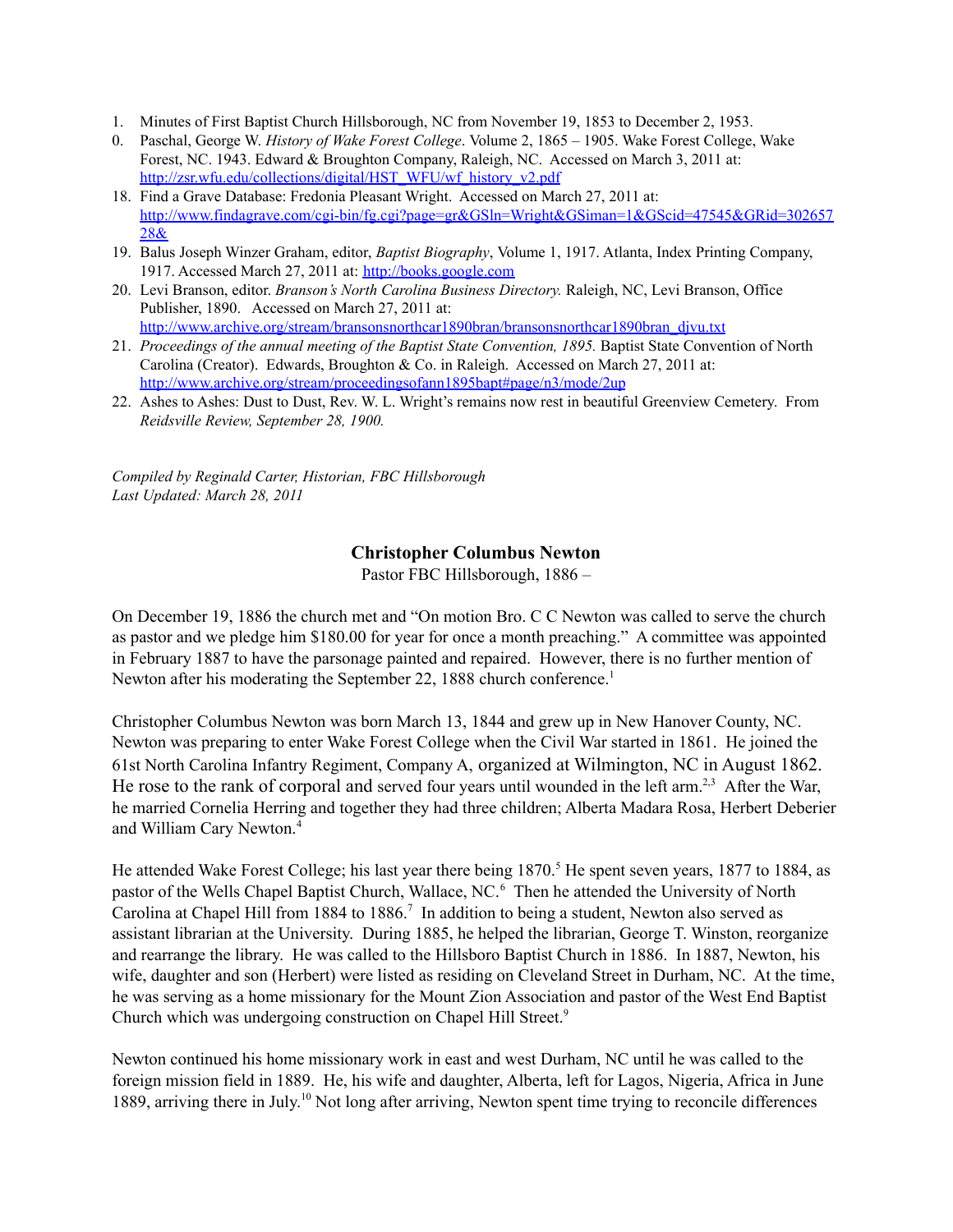1. Minutes of First Baptist Church Hillsborough, NC from November 19, 1853 to December 2, 1953.
0. Paschal, George W. *History of Wake Forest College*. Volume 2, 1865 – 1905. Wake Forest College, Wake Forest, NC. 1943. Edward & Broughton Company, Raleigh, NC. Accessed on March 3, 2011 at: http://zsr.wfu.edu/collections/digital/HST_WFU/wf_history_v2.pdf
18. Find a Grave Database: Fredonia Pleasant Wright. Accessed on March 27, 2011 at: http://www.findagrave.com/cgi-bin/fg.cgi?page=gr&GSln=Wright&GSiman=1&GScid=47545&GRid=30265728&
19. Balus Joseph Winzer Graham, editor, *Baptist Biography*, Volume 1, 1917. Atlanta, Index Printing Company, 1917. Accessed March 27, 2011 at: http://books.google.com
20. Levi Branson, editor. *Branson's North Carolina Business Directory.* Raleigh, NC, Levi Branson, Office Publisher, 1890. Accessed on March 27, 2011 at: http://www.archive.org/stream/bransonsnorthcar1890bran/bransonsnorthcar1890bran_djvu.txt
21. *Proceedings of the annual meeting of the Baptist State Convention, 1895.* Baptist State Convention of North Carolina (Creator). Edwards, Broughton & Co. in Raleigh. Accessed on March 27, 2011 at: http://www.archive.org/stream/proceedingsofann1895bapt#page/n3/mode/2up
22. Ashes to Ashes: Dust to Dust, Rev. W. L. Wright's remains now rest in beautiful Greenview Cemetery. From *Reidsville Review, September 28, 1900.*

*Compiled by Reginald Carter, Historian, FBC Hillsborough*
*Last Updated: March 28, 2011*

## Christopher Columbus Newton

Pastor FBC Hillsborough, 1886 –

On December 19, 1886 the church met and "On motion Bro. C C Newton was called to serve the church as pastor and we pledge him $180.00 for year for once a month preaching." A committee was appointed in February 1887 to have the parsonage painted and repaired. However, there is no further mention of Newton after his moderating the September 22, 1888 church conference.[1]

Christopher Columbus Newton was born March 13, 1844 and grew up in New Hanover County, NC. Newton was preparing to enter Wake Forest College when the Civil War started in 1861. He joined the 61st North Carolina Infantry Regiment, Company A, organized at Wilmington, NC in August 1862. He rose to the rank of corporal and served four years until wounded in the left arm.[2,3] After the War, he married Cornelia Herring and together they had three children; Alberta Madara Rosa, Herbert Deberier and William Cary Newton.[4]

He attended Wake Forest College; his last year there being 1870.[5] He spent seven years, 1877 to 1884, as pastor of the Wells Chapel Baptist Church, Wallace, NC.[6] Then he attended the University of North Carolina at Chapel Hill from 1884 to 1886.[7] In addition to being a student, Newton also served as assistant librarian at the University. During 1885, he helped the librarian, George T. Winston, reorganize and rearrange the library. He was called to the Hillsboro Baptist Church in 1886. In 1887, Newton, his wife, daughter and son (Herbert) were listed as residing on Cleveland Street in Durham, NC. At the time, he was serving as a home missionary for the Mount Zion Association and pastor of the West End Baptist Church which was undergoing construction on Chapel Hill Street.[9]

Newton continued his home missionary work in east and west Durham, NC until he was called to the foreign mission field in 1889. He, his wife and daughter, Alberta, left for Lagos, Nigeria, Africa in June 1889, arriving there in July.[10] Not long after arriving, Newton spent time trying to reconcile differences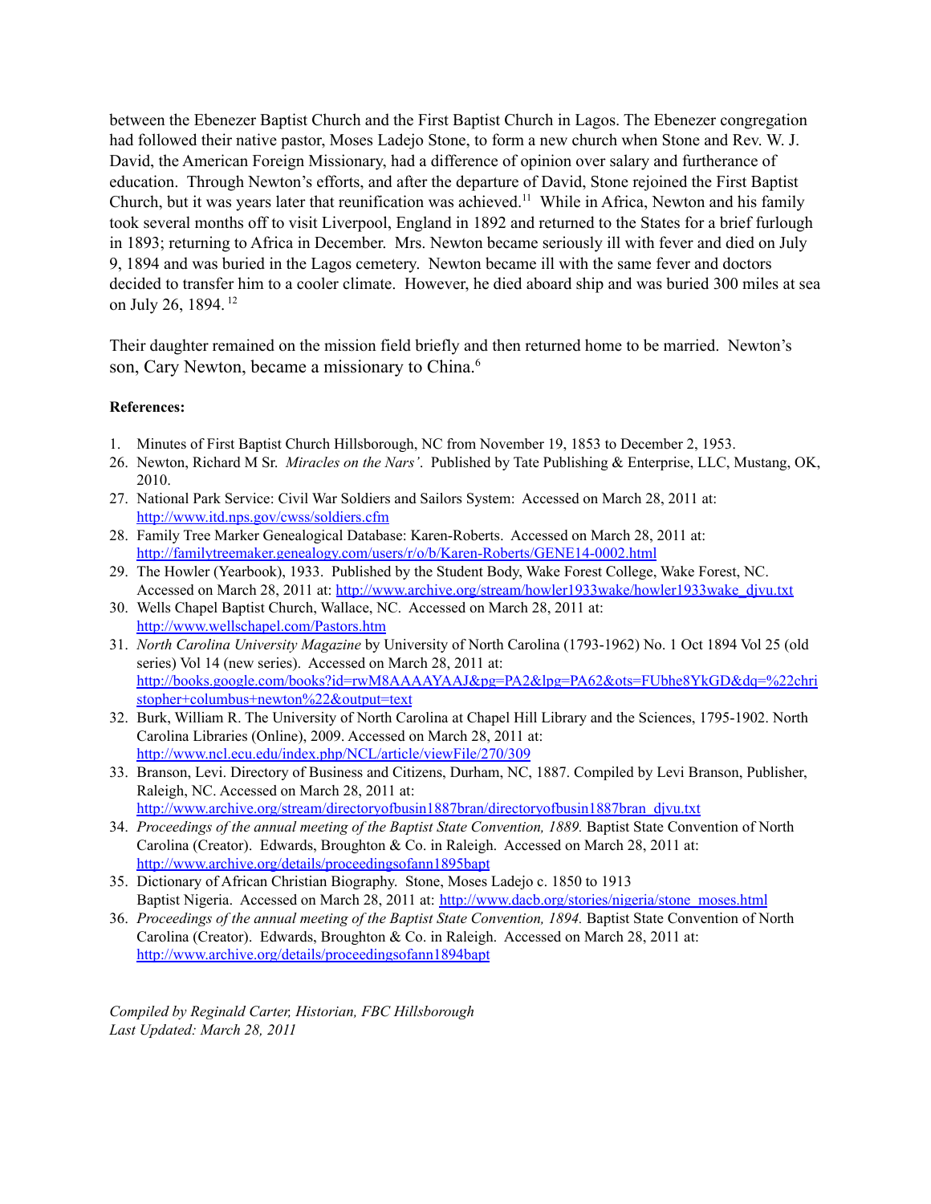between the Ebenezer Baptist Church and the First Baptist Church in Lagos. The Ebenezer congregation had followed their native pastor, Moses Ladejo Stone, to form a new church when Stone and Rev. W. J. David, the American Foreign Missionary, had a difference of opinion over salary and furtherance of education. Through Newton's efforts, and after the departure of David, Stone rejoined the First Baptist Church, but it was years later that reunification was achieved.[11] While in Africa, Newton and his family took several months off to visit Liverpool, England in 1892 and returned to the States for a brief furlough in 1893; returning to Africa in December. Mrs. Newton became seriously ill with fever and died on July 9, 1894 and was buried in the Lagos cemetery. Newton became ill with the same fever and doctors decided to transfer him to a cooler climate. However, he died aboard ship and was buried 300 miles at sea on July 26, 1894.[12]

Their daughter remained on the mission field briefly and then returned home to be married. Newton's son, Cary Newton, became a missionary to China.[6]

**References:**

1. Minutes of First Baptist Church Hillsborough, NC from November 19, 1853 to December 2, 1953.
26. Newton, Richard M Sr. *Miracles on the Nars'*. Published by Tate Publishing & Enterprise, LLC, Mustang, OK, 2010.
27. National Park Service: Civil War Soldiers and Sailors System: Accessed on March 28, 2011 at: http://www.itd.nps.gov/cwss/soldiers.cfm
28. Family Tree Marker Genealogical Database: Karen-Roberts. Accessed on March 28, 2011 at: http://familytreemaker.genealogy.com/users/r/o/b/Karen-Roberts/GENE14-0002.html
29. The Howler (Yearbook), 1933. Published by the Student Body, Wake Forest College, Wake Forest, NC. Accessed on March 28, 2011 at: http://www.archive.org/stream/howler1933wake/howler1933wake_djvu.txt
30. Wells Chapel Baptist Church, Wallace, NC. Accessed on March 28, 2011 at: http://www.wellschapel.com/Pastors.htm
31. *North Carolina University Magazine* by University of North Carolina (1793-1962) No. 1 Oct 1894 Vol 25 (old series) Vol 14 (new series). Accessed on March 28, 2011 at: http://books.google.com/books?id=rwM8AAAAYAAJ&pg=PA2&lpg=PA62&ots=FUbhe8YkGD&dq=%22christopher+columbus+newton%22&output=text
32. Burk, William R. The University of North Carolina at Chapel Hill Library and the Sciences, 1795-1902. North Carolina Libraries (Online), 2009. Accessed on March 28, 2011 at: http://www.ncl.ecu.edu/index.php/NCL/article/viewFile/270/309
33. Branson, Levi. Directory of Business and Citizens, Durham, NC, 1887. Compiled by Levi Branson, Publisher, Raleigh, NC. Accessed on March 28, 2011 at: http://www.archive.org/stream/directoryofbusin1887bran/directoryofbusin1887bran_djvu.txt
34. *Proceedings of the annual meeting of the Baptist State Convention, 1889.* Baptist State Convention of North Carolina (Creator). Edwards, Broughton & Co. in Raleigh. Accessed on March 28, 2011 at: http://www.archive.org/details/proceedingsofann1895bapt
35. Dictionary of African Christian Biography. Stone, Moses Ladejo c. 1850 to 1913 Baptist Nigeria. Accessed on March 28, 2011 at: http://www.dacb.org/stories/nigeria/stone_moses.html
36. *Proceedings of the annual meeting of the Baptist State Convention, 1894.* Baptist State Convention of North Carolina (Creator). Edwards, Broughton & Co. in Raleigh. Accessed on March 28, 2011 at: http://www.archive.org/details/proceedingsofann1894bapt

*Compiled by Reginald Carter, Historian, FBC Hillsborough*
*Last Updated: March 28, 2011*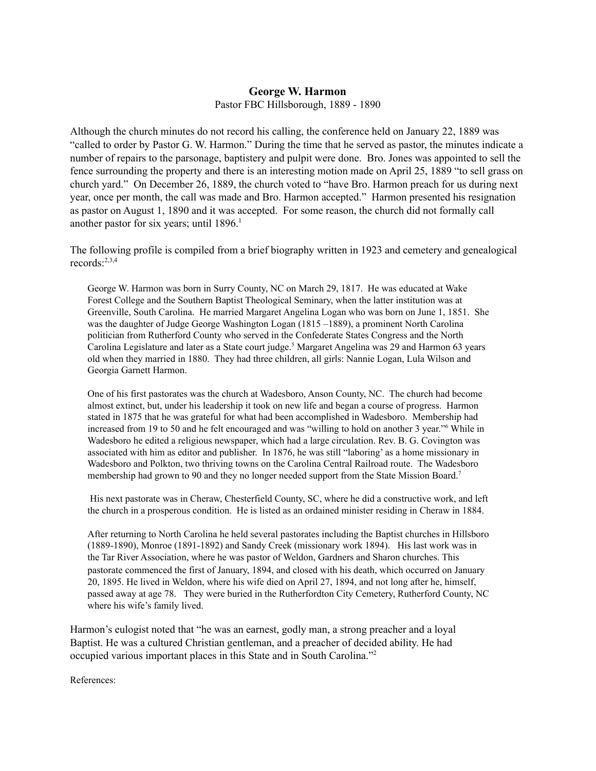**George W. Harmon**

Pastor FBC Hillsborough, 1889 - 1890

Although the church minutes do not record his calling, the conference held on January 22, 1889 was "called to order by Pastor G. W. Harmon." During the time that he served as pastor, the minutes indicate a number of repairs to the parsonage, baptistery and pulpit were done. Bro. Jones was appointed to sell the fence surrounding the property and there is an interesting motion made on April 25, 1889 "to sell grass on church yard." On December 26, 1889, the church voted to "have Bro. Harmon preach for us during next year, once per month, the call was made and Bro. Harmon accepted." Harmon presented his resignation as pastor on August 1, 1890 and it was accepted. For some reason, the church did not formally call another pastor for six years; until 1896.[1]

The following profile is compiled from a brief biography written in 1923 and cemetery and genealogical records:[2,3,4]

> George W. Harmon was born in Surry County, NC on March 29, 1817. He was educated at Wake Forest College and the Southern Baptist Theological Seminary, when the latter institution was at Greenville, South Carolina. He married Margaret Angelina Logan who was born on June 1, 1851. She was the daughter of Judge George Washington Logan (1815 –1889), a prominent North Carolina politician from Rutherford County who served in the Confederate States Congress and the North Carolina Legislature and later as a State court judge.[5] Margaret Angelina was 29 and Harmon 63 years old when they married in 1880. They had three children, all girls: Nannie Logan, Lula Wilson and Georgia Garnett Harmon.
>
> One of his first pastorates was the church at Wadesboro, Anson County, NC. The church had become almost extinct, but, under his leadership it took on new life and began a course of progress. Harmon stated in 1875 that he was grateful for what had been accomplished in Wadesboro. Membership had increased from 19 to 50 and he felt encouraged and was "willing to hold on another 3 year."[6] While in Wadesboro he edited a religious newspaper, which had a large circulation. Rev. B. G. Covington was associated with him as editor and publisher. In 1876, he was still "laboring' as a home missionary in Wadesboro and Polkton, two thriving towns on the Carolina Central Railroad route. The Wadesboro membership had grown to 90 and they no longer needed support from the State Mission Board.[7]
>
> His next pastorate was in Cheraw, Chesterfield County, SC, where he did a constructive work, and left the church in a prosperous condition. He is listed as an ordained minister residing in Cheraw in 1884.
>
> After returning to North Carolina he held several pastorates including the Baptist churches in Hillsboro (1889-1890), Monroe (1891-1892) and Sandy Creek (missionary work 1894). His last work was in the Tar River Association, where he was pastor of Weldon, Gardners and Sharon churches. This pastorate commenced the first of January, 1894, and closed with his death, which occurred on January 20, 1895. He lived in Weldon, where his wife died on April 27, 1894, and not long after he, himself, passed away at age 78. They were buried in the Rutherfordton City Cemetery, Rutherford County, NC where his wife's family lived.

Harmon's eulogist noted that "he was an earnest, godly man, a strong preacher and a loyal Baptist. He was a cultured Christian gentleman, and a preacher of decided ability. He had occupied various important places in this State and in South Carolina."[2]

References: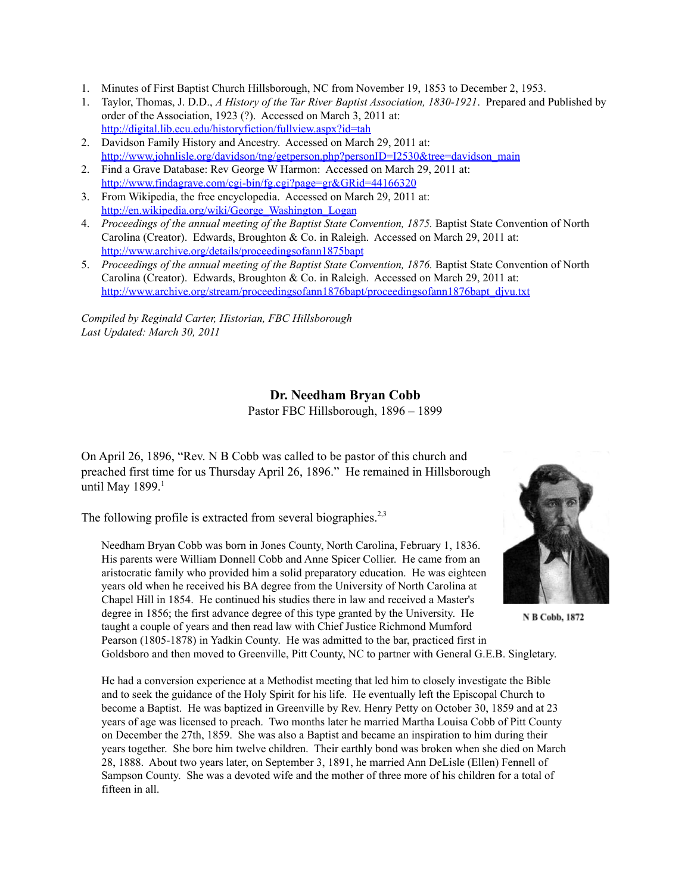1. Minutes of First Baptist Church Hillsborough, NC from November 19, 1853 to December 2, 1953.
1. Taylor, Thomas, J. D.D., *A History of the Tar River Baptist Association, 1830-1921*. Prepared and Published by order of the Association, 1923 (?). Accessed on March 3, 2011 at: http://digital.lib.ecu.edu/historyfiction/fullview.aspx?id=tah
2. Davidson Family History and Ancestry. Accessed on March 29, 2011 at: http://www.johnlisle.org/davidson/tng/getperson.php?personID=I2530&tree=davidson_main
2. Find a Grave Database: Rev George W Harmon: Accessed on March 29, 2011 at: http://www.findagrave.com/cgi-bin/fg.cgi?page=gr&GRid=44166320
3. From Wikipedia, the free encyclopedia. Accessed on March 29, 2011 at: http://en.wikipedia.org/wiki/George_Washington_Logan
4. *Proceedings of the annual meeting of the Baptist State Convention, 1875.* Baptist State Convention of North Carolina (Creator). Edwards, Broughton & Co. in Raleigh. Accessed on March 29, 2011 at: http://www.archive.org/details/proceedingsofann1875bapt
5. *Proceedings of the annual meeting of the Baptist State Convention, 1876.* Baptist State Convention of North Carolina (Creator). Edwards, Broughton & Co. in Raleigh. Accessed on March 29, 2011 at: http://www.archive.org/stream/proceedingsofann1876bapt/proceedingsofann1876bapt_djvu.txt

*Compiled by Reginald Carter, Historian, FBC Hillsborough*
*Last Updated: March 30, 2011*

## Dr. Needham Bryan Cobb

Pastor FBC Hillsborough, 1896 – 1899

On April 26, 1896, "Rev. N B Cobb was called to be pastor of this church and preached first time for us Thursday April 26, 1896." He remained in Hillsborough until May 1899.[1]

The following profile is extracted from several biographies.[2,3]

N B Cobb, 1872

> Needham Bryan Cobb was born in Jones County, North Carolina, February 1, 1836. His parents were William Donnell Cobb and Anne Spicer Collier. He came from an aristocratic family who provided him a solid preparatory education. He was eighteen years old when he received his BA degree from the University of North Carolina at Chapel Hill in 1854. He continued his studies there in law and received a Master's degree in 1856; the first advance degree of this type granted by the University. He taught a couple of years and then read law with Chief Justice Richmond Mumford Pearson (1805-1878) in Yadkin County. He was admitted to the bar, practiced first in Goldsboro and then moved to Greenville, Pitt County, NC to partner with General G.E.B. Singletary.
>
> He had a conversion experience at a Methodist meeting that led him to closely investigate the Bible and to seek the guidance of the Holy Spirit for his life. He eventually left the Episcopal Church to become a Baptist. He was baptized in Greenville by Rev. Henry Petty on October 30, 1859 and at 23 years of age was licensed to preach. Two months later he married Martha Louisa Cobb of Pitt County on December the 27th, 1859. She was also a Baptist and became an inspiration to him during their years together. She bore him twelve children. Their earthly bond was broken when she died on March 28, 1888. About two years later, on September 3, 1891, he married Ann DeLisle (Ellen) Fennell of Sampson County. She was a devoted wife and the mother of three more of his children for a total of fifteen in all.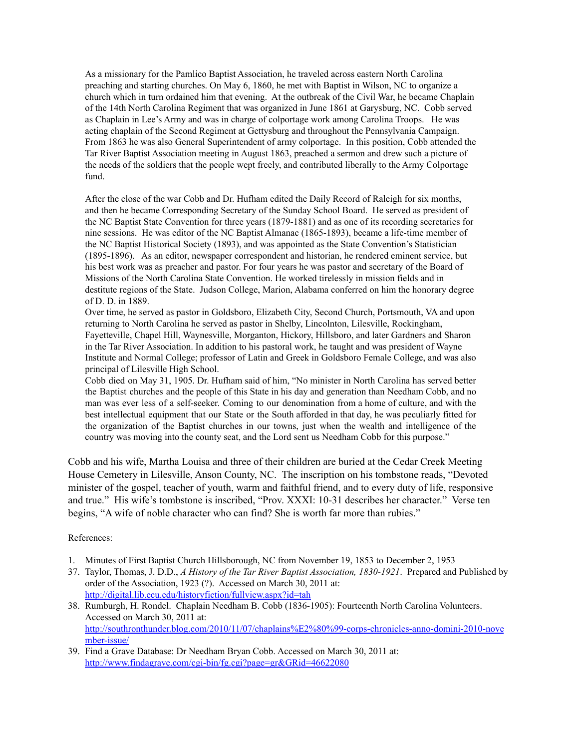As a missionary for the Pamlico Baptist Association, he traveled across eastern North Carolina preaching and starting churches. On May 6, 1860, he met with Baptist in Wilson, NC to organize a church which in turn ordained him that evening. At the outbreak of the Civil War, he became Chaplain of the 14th North Carolina Regiment that was organized in June 1861 at Garysburg, NC. Cobb served as Chaplain in Lee's Army and was in charge of colportage work among Carolina Troops. He was acting chaplain of the Second Regiment at Gettysburg and throughout the Pennsylvania Campaign. From 1863 he was also General Superintendent of army colportage. In this position, Cobb attended the Tar River Baptist Association meeting in August 1863, preached a sermon and drew such a picture of the needs of the soldiers that the people wept freely, and contributed liberally to the Army Colportage fund.

After the close of the war Cobb and Dr. Hufham edited the Daily Record of Raleigh for six months, and then he became Corresponding Secretary of the Sunday School Board. He served as president of the NC Baptist State Convention for three years (1879-1881) and as one of its recording secretaries for nine sessions. He was editor of the NC Baptist Almanac (1865-1893), became a life-time member of the NC Baptist Historical Society (1893), and was appointed as the State Convention's Statistician (1895-1896). As an editor, newspaper correspondent and historian, he rendered eminent service, but his best work was as preacher and pastor. For four years he was pastor and secretary of the Board of Missions of the North Carolina State Convention. He worked tirelessly in mission fields and in destitute regions of the State. Judson College, Marion, Alabama conferred on him the honorary degree of D. D. in 1889.

Over time, he served as pastor in Goldsboro, Elizabeth City, Second Church, Portsmouth, VA and upon returning to North Carolina he served as pastor in Shelby, Lincolnton, Lilesville, Rockingham, Fayetteville, Chapel Hill, Waynesville, Morganton, Hickory, Hillsboro, and later Gardners and Sharon in the Tar River Association. In addition to his pastoral work, he taught and was president of Wayne Institute and Normal College; professor of Latin and Greek in Goldsboro Female College, and was also principal of Lilesville High School.

Cobb died on May 31, 1905. Dr. Hufham said of him, "No minister in North Carolina has served better the Baptist churches and the people of this State in his day and generation than Needham Cobb, and no man was ever less of a self-seeker. Coming to our denomination from a home of culture, and with the best intellectual equipment that our State or the South afforded in that day, he was peculiarly fitted for the organization of the Baptist churches in our towns, just when the wealth and intelligence of the country was moving into the county seat, and the Lord sent us Needham Cobb for this purpose."

Cobb and his wife, Martha Louisa and three of their children are buried at the Cedar Creek Meeting House Cemetery in Lilesville, Anson County, NC. The inscription on his tombstone reads, "Devoted minister of the gospel, teacher of youth, warm and faithful friend, and to every duty of life, responsive and true." His wife's tombstone is inscribed, "Prov. XXXI: 10-31 describes her character." Verse ten begins, "A wife of noble character who can find? She is worth far more than rubies."

References:

1. Minutes of First Baptist Church Hillsborough, NC from November 19, 1853 to December 2, 1953

37. Taylor, Thomas, J. D.D., *A History of the Tar River Baptist Association, 1830-1921*. Prepared and Published by order of the Association, 1923 (?). Accessed on March 30, 2011 at: http://digital.lib.ecu.edu/historyfiction/fullview.aspx?id=tah
38. Rumburgh, H. Rondel. Chaplain Needham B. Cobb (1836-1905): Fourteenth North Carolina Volunteers. Accessed on March 30, 2011 at: http://southronthunder.blog.com/2010/11/07/chaplains%E2%80%99-corps-chronicles-anno-domini-2010-november-issue/
39. Find a Grave Database: Dr Needham Bryan Cobb. Accessed on March 30, 2011 at: http://www.findagrave.com/cgi-bin/fg.cgi?page=gr&GRid=46622080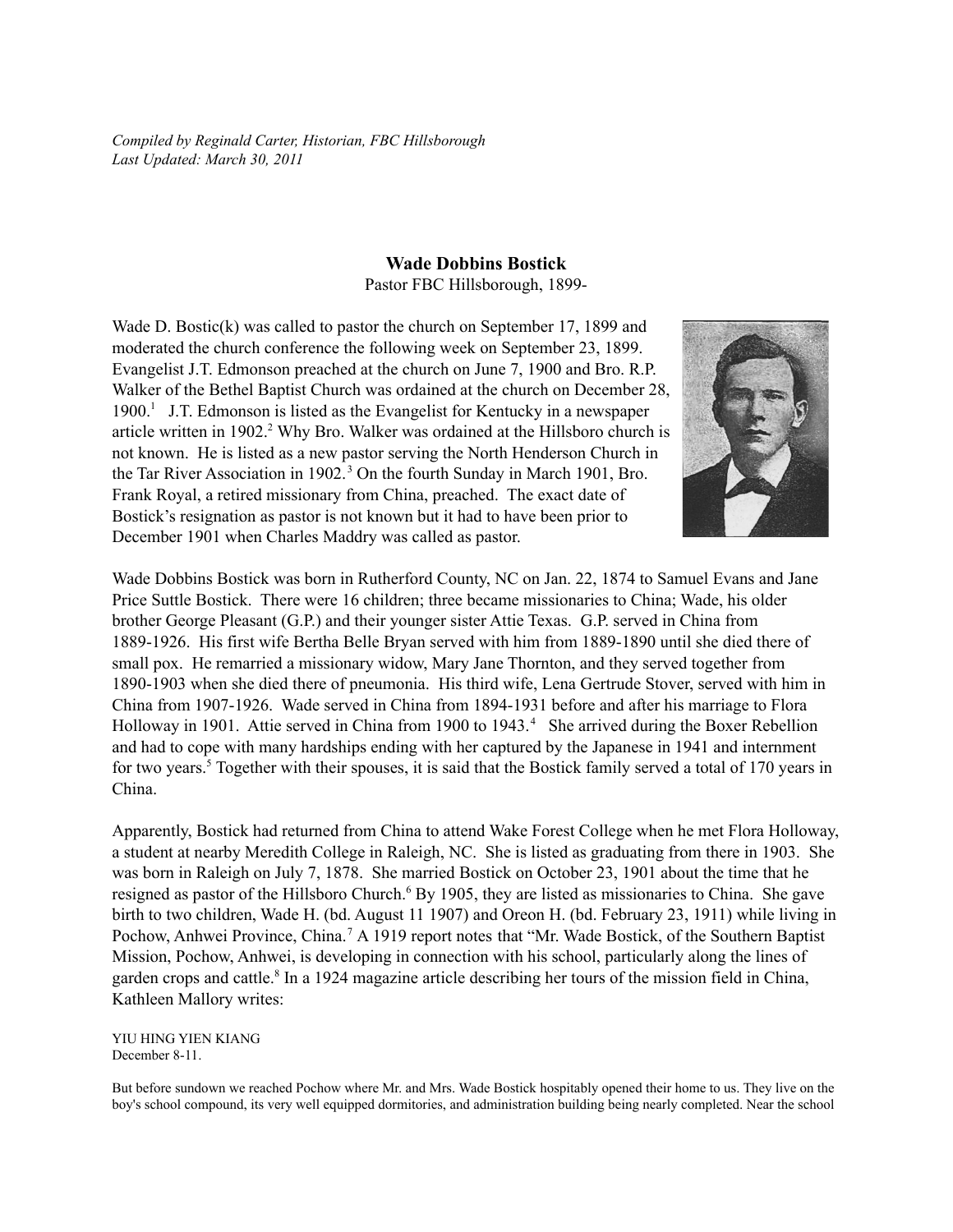*Compiled by Reginald Carter, Historian, FBC Hillsborough*
*Last Updated: March 30, 2011*

## Wade Dobbins Bostick

Pastor FBC Hillsborough, 1899-

Wade D. Bostic(k) was called to pastor the church on September 17, 1899 and moderated the church conference the following week on September 23, 1899. Evangelist J.T. Edmonson preached at the church on June 7, 1900 and Bro. R.P. Walker of the Bethel Baptist Church was ordained at the church on December 28, 1900.[1] J.T. Edmonson is listed as the Evangelist for Kentucky in a newspaper article written in 1902.[2] Why Bro. Walker was ordained at the Hillsboro church is not known. He is listed as a new pastor serving the North Henderson Church in the Tar River Association in 1902.[3] On the fourth Sunday in March 1901, Bro. Frank Royal, a retired missionary from China, preached. The exact date of Bostick's resignation as pastor is not known but it had to have been prior to December 1901 when Charles Maddry was called as pastor.

Wade Dobbins Bostick was born in Rutherford County, NC on Jan. 22, 1874 to Samuel Evans and Jane Price Suttle Bostick. There were 16 children; three became missionaries to China; Wade, his older brother George Pleasant (G.P.) and their younger sister Attie Texas. G.P. served in China from 1889-1926. His first wife Bertha Belle Bryan served with him from 1889-1890 until she died there of small pox. He remarried a missionary widow, Mary Jane Thornton, and they served together from 1890-1903 when she died there of pneumonia. His third wife, Lena Gertrude Stover, served with him in China from 1907-1926. Wade served in China from 1894-1931 before and after his marriage to Flora Holloway in 1901. Attie served in China from 1900 to 1943.[4] She arrived during the Boxer Rebellion and had to cope with many hardships ending with her captured by the Japanese in 1941 and internment for two years.[5] Together with their spouses, it is said that the Bostick family served a total of 170 years in China.

Apparently, Bostick had returned from China to attend Wake Forest College when he met Flora Holloway, a student at nearby Meredith College in Raleigh, NC. She is listed as graduating from there in 1903. She was born in Raleigh on July 7, 1878. She married Bostick on October 23, 1901 about the time that he resigned as pastor of the Hillsboro Church.[6] By 1905, they are listed as missionaries to China. She gave birth to two children, Wade H. (bd. August 11 1907) and Oreon H. (bd. February 23, 1911) while living in Pochow, Anhwei Province, China.[7] A 1919 report notes that "Mr. Wade Bostick, of the Southern Baptist Mission, Pochow, Anhwei, is developing in connection with his school, particularly along the lines of garden crops and cattle.[8] In a 1924 magazine article describing her tours of the mission field in China, Kathleen Mallory writes:

YIU HING YIEN KIANG
December 8-11.

But before sundown we reached Pochow where Mr. and Mrs. Wade Bostick hospitably opened their home to us. They live on the boy's school compound, its very well equipped dormitories, and administration building being nearly completed. Near the school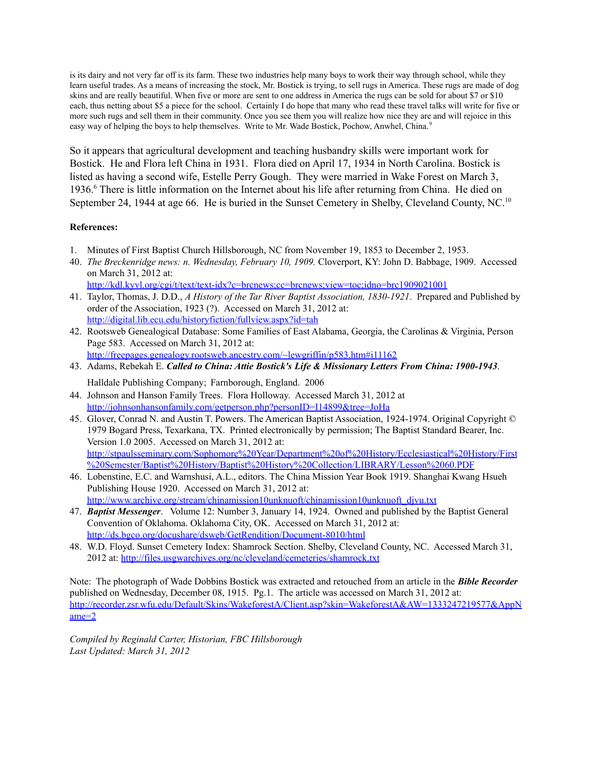is its dairy and not very far off is its farm. These two industries help many boys to work their way through school, while they learn useful trades. As a means of increasing the stock, Mr. Bostick is trying, to sell rugs in America. These rugs are made of dog skins and are really beautiful. When five or more are sent to one address in America the rugs can be sold for about $7 or $10 each, thus netting about $5 a piece for the school. Certainly I do hope that many who read these travel talks will write for five or more such rugs and sell them in their community. Once you see them you will realize how nice they are and will rejoice in this easy way of helping the boys to help themselves. Write to Mr. Wade Bostick, Pochow, Anwhel, China.[9]

So it appears that agricultural development and teaching husbandry skills were important work for Bostick. He and Flora left China in 1931. Flora died on April 17, 1934 in North Carolina. Bostick is listed as having a second wife, Estelle Perry Gough. They were married in Wake Forest on March 3, 1936.[6] There is little information on the Internet about his life after returning from China. He died on September 24, 1944 at age 66. He is buried in the Sunset Cemetery in Shelby, Cleveland County, NC.[10]

**References:**

1. Minutes of First Baptist Church Hillsborough, NC from November 19, 1853 to December 2, 1953.
40. *The Breckenridge news: n. Wednesday, February 10, 1909.* Cloverport, KY: John D. Babbage, 1909. Accessed on March 31, 2012 at: http://kdl.kyvl.org/cgi/t/text/text-idx?c=brcnews;cc=brcnews;view=toc;idno=brc1909021001
41. Taylor, Thomas, J. D.D., *A History of the Tar River Baptist Association, 1830-1921*. Prepared and Published by order of the Association, 1923 (?). Accessed on March 31, 2012 at: http://digital.lib.ecu.edu/historyfiction/fullview.aspx?id=tah
42. Rootsweb Genealogical Database: Some Families of East Alabama, Georgia, the Carolinas & Virginia, Person Page 583. Accessed on March 31, 2012 at: http://freepages.genealogy.rootsweb.ancestry.com/~lewgriffin/p583.htm#i11162
43. Adams, Rebekah E. ***Called to China: Attie Bostick's Life & Missionary Letters From China: 1900-1943***. Halldale Publishing Company; Farnborough, England. 2006
44. Johnson and Hanson Family Trees. Flora Holloway. Accessed March 31, 2012 at http://johnsonhansonfamily.com/getperson.php?personID=I14899&tree=JoHa
45. Glover, Conrad N. and Austin T. Powers. The American Baptist Association, 1924-1974. Original Copyright © 1979 Bogard Press, Texarkana, TX. Printed electronically by permission; The Baptist Standard Bearer, Inc. Version 1.0 2005. Accessed on March 31, 2012 at: http://stpaulsseminary.com/Sophomore%20Year/Department%20of%20History/Ecclesiastical%20History/First%20Semester/Baptist%20History/Baptist%20History%20Collection/LIBRARY/Lesson%2060.PDF
46. Lobenstine, E.C. and Warnshusi, A.L., editors. The China Mission Year Book 1919. Shanghai Kwang Hsueh Publishing House 1920. Accessed on March 31, 2012 at: http://www.archive.org/stream/chinamission10unknuoft/chinamission10unknuoft_djvu.txt
47. ***Baptist Messenger***. Volume 12: Number 3, January 14, 1924. Owned and published by the Baptist General Convention of Oklahoma. Oklahoma City, OK. Accessed on March 31, 2012 at: http://ds.bgco.org/docushare/dsweb/GetRendition/Document-8010/html
48. W.D. Floyd. Sunset Cemetery Index: Shamrock Section. Shelby, Cleveland County, NC. Accessed March 31, 2012 at: http://files.usgwarchives.org/nc/cleveland/cemeteries/shamrock.txt

Note: The photograph of Wade Dobbins Bostick was extracted and retouched from an article in the ***Bible Recorder*** published on Wednesday, December 08, 1915. Pg.1. The article was accessed on March 31, 2012 at: http://recorder.zsr.wfu.edu/Default/Skins/WakeforestA/Client.asp?skin=WakeforestA&AW=1333247219577&AppName=2

*Compiled by Reginald Carter, Historian, FBC Hillsborough*
*Last Updated: March 31, 2012*